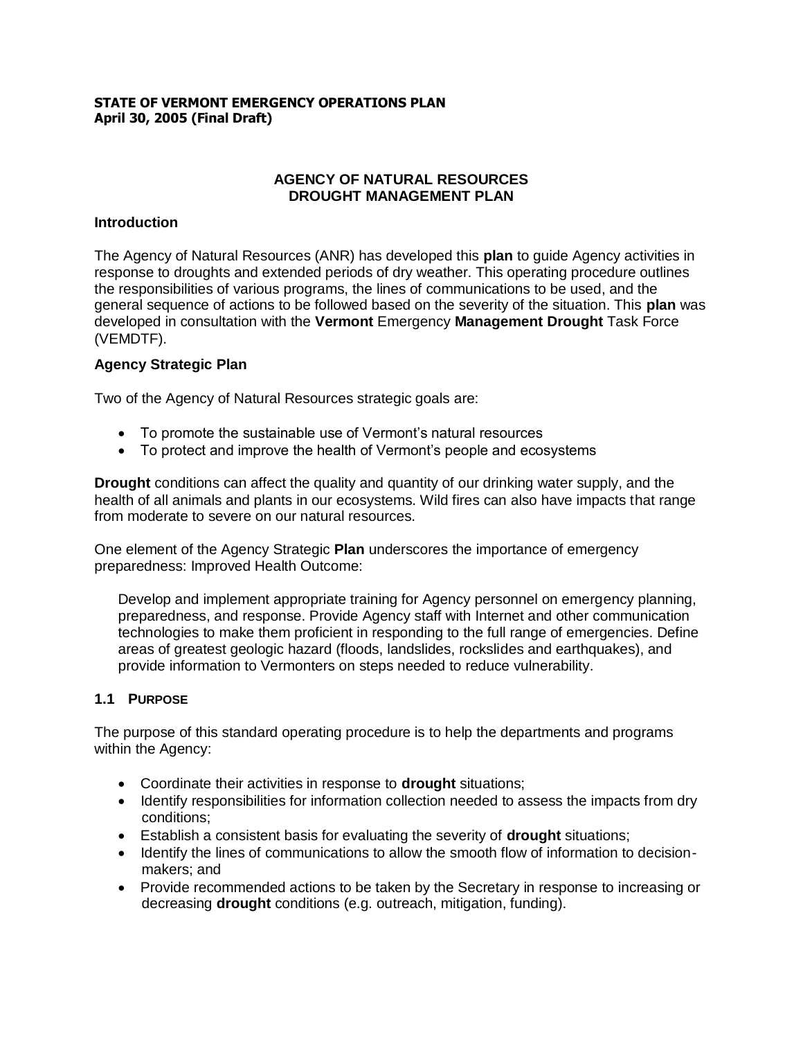**STATE OF VERMONT EMERGENCY OPERATIONS PLAN**
**April 30, 2005 (Final Draft)**

# AGENCY OF NATURAL RESOURCES DROUGHT MANAGEMENT PLAN

## Introduction

The Agency of Natural Resources (ANR) has developed this **plan** to guide Agency activities in response to droughts and extended periods of dry weather. This operating procedure outlines the responsibilities of various programs, the lines of communications to be used, and the general sequence of actions to be followed based on the severity of the situation. This **plan** was developed in consultation with the **Vermont** Emergency **Management Drought** Task Force (VEMDTF).

## Agency Strategic Plan

Two of the Agency of Natural Resources strategic goals are:

- To promote the sustainable use of Vermont's natural resources
- To protect and improve the health of Vermont's people and ecosystems

**Drought** conditions can affect the quality and quantity of our drinking water supply, and the health of all animals and plants in our ecosystems. Wild fires can also have impacts that range from moderate to severe on our natural resources.

One element of the Agency Strategic **Plan** underscores the importance of emergency preparedness: Improved Health Outcome:

> Develop and implement appropriate training for Agency personnel on emergency planning, preparedness, and response. Provide Agency staff with Internet and other communication technologies to make them proficient in responding to the full range of emergencies. Define areas of greatest geologic hazard (floods, landslides, rockslides and earthquakes), and provide information to Vermonters on steps needed to reduce vulnerability.

### 1.1 PURPOSE

The purpose of this standard operating procedure is to help the departments and programs within the Agency:

- Coordinate their activities in response to **drought** situations;
- Identify responsibilities for information collection needed to assess the impacts from dry conditions;
- Establish a consistent basis for evaluating the severity of **drought** situations;
- Identify the lines of communications to allow the smooth flow of information to decision-makers; and
- Provide recommended actions to be taken by the Secretary in response to increasing or decreasing **drought** conditions (e.g. outreach, mitigation, funding).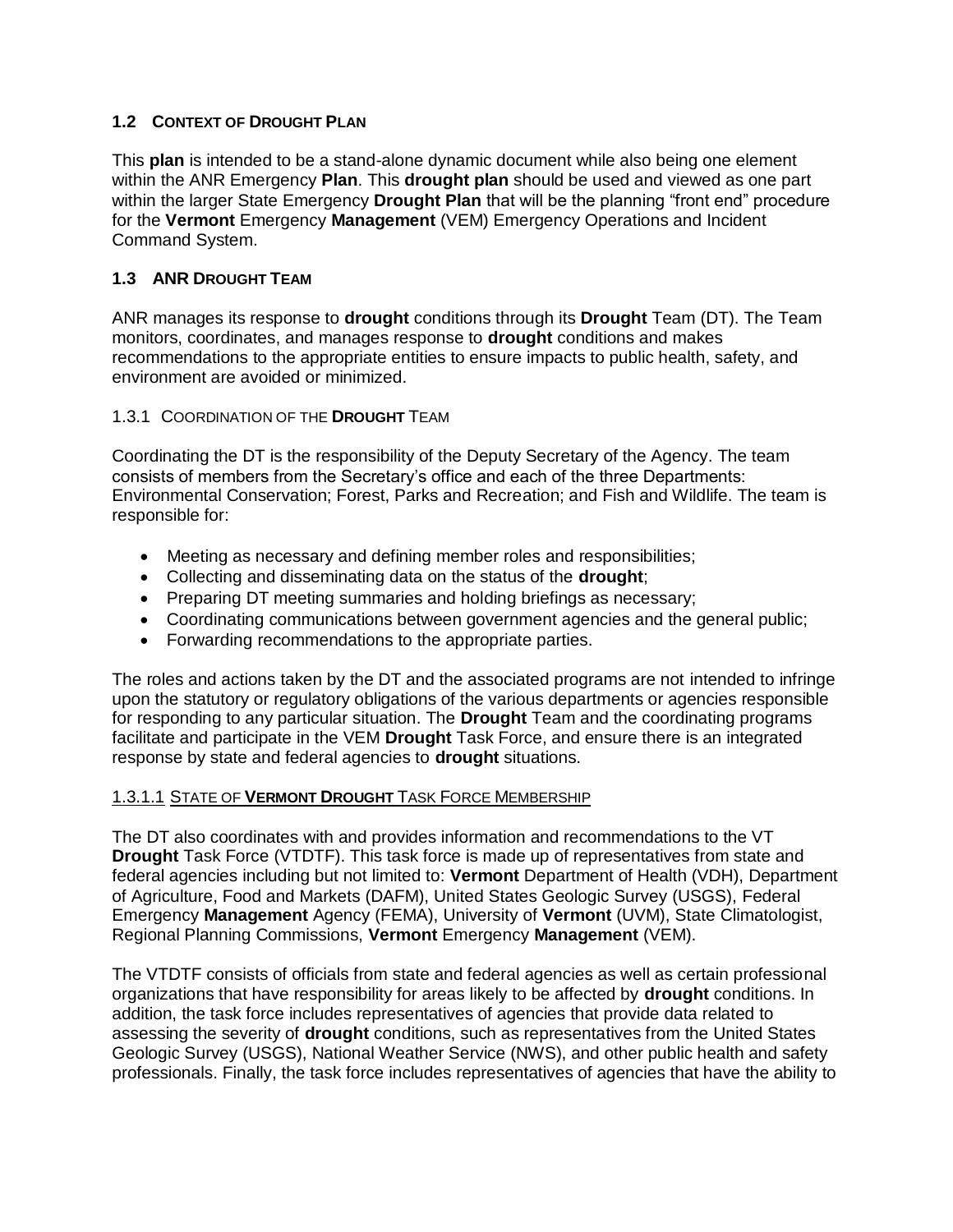## 1.2 CONTEXT OF DROUGHT PLAN

This **plan** is intended to be a stand-alone dynamic document while also being one element within the ANR Emergency **Plan**. This **drought plan** should be used and viewed as one part within the larger State Emergency **Drought Plan** that will be the planning "front end" procedure for the **Vermont** Emergency **Management** (VEM) Emergency Operations and Incident Command System.

## 1.3 ANR DROUGHT TEAM

ANR manages its response to **drought** conditions through its **Drought** Team (DT). The Team monitors, coordinates, and manages response to **drought** conditions and makes recommendations to the appropriate entities to ensure impacts to public health, safety, and environment are avoided or minimized.

### 1.3.1 COORDINATION OF THE DROUGHT TEAM

Coordinating the DT is the responsibility of the Deputy Secretary of the Agency. The team consists of members from the Secretary's office and each of the three Departments: Environmental Conservation; Forest, Parks and Recreation; and Fish and Wildlife. The team is responsible for:

- Meeting as necessary and defining member roles and responsibilities;
- Collecting and disseminating data on the status of the **drought**;
- Preparing DT meeting summaries and holding briefings as necessary;
- Coordinating communications between government agencies and the general public;
- Forwarding recommendations to the appropriate parties.

The roles and actions taken by the DT and the associated programs are not intended to infringe upon the statutory or regulatory obligations of the various departments or agencies responsible for responding to any particular situation. The **Drought** Team and the coordinating programs facilitate and participate in the VEM **Drought** Task Force, and ensure there is an integrated response by state and federal agencies to **drought** situations.

#### 1.3.1.1 STATE OF VERMONT DROUGHT TASK FORCE MEMBERSHIP

The DT also coordinates with and provides information and recommendations to the VT **Drought** Task Force (VTDTF). This task force is made up of representatives from state and federal agencies including but not limited to: **Vermont** Department of Health (VDH), Department of Agriculture, Food and Markets (DAFM), United States Geologic Survey (USGS), Federal Emergency **Management** Agency (FEMA), University of **Vermont** (UVM), State Climatologist, Regional Planning Commissions, **Vermont** Emergency **Management** (VEM).

The VTDTF consists of officials from state and federal agencies as well as certain professional organizations that have responsibility for areas likely to be affected by **drought** conditions. In addition, the task force includes representatives of agencies that provide data related to assessing the severity of **drought** conditions, such as representatives from the United States Geologic Survey (USGS), National Weather Service (NWS), and other public health and safety professionals. Finally, the task force includes representatives of agencies that have the ability to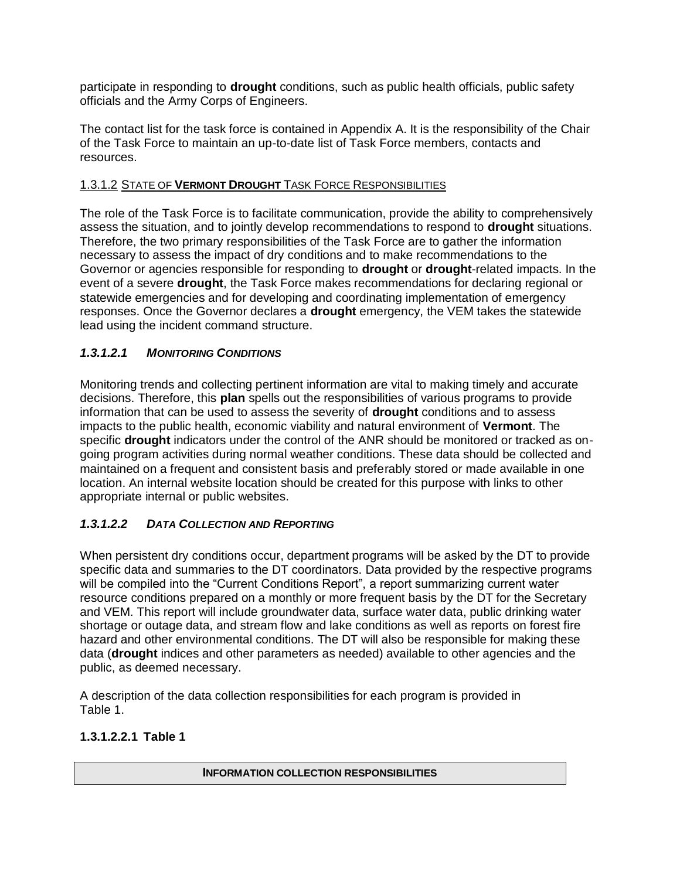participate in responding to **drought** conditions, such as public health officials, public safety officials and the Army Corps of Engineers.

The contact list for the task force is contained in Appendix A. It is the responsibility of the Chair of the Task Force to maintain an up-to-date list of Task Force members, contacts and resources.

### 1.3.1.2 STATE OF **VERMONT DROUGHT** TASK FORCE RESPONSIBILITIES

The role of the Task Force is to facilitate communication, provide the ability to comprehensively assess the situation, and to jointly develop recommendations to respond to **drought** situations. Therefore, the two primary responsibilities of the Task Force are to gather the information necessary to assess the impact of dry conditions and to make recommendations to the Governor or agencies responsible for responding to **drought** or **drought**-related impacts. In the event of a severe **drought**, the Task Force makes recommendations for declaring regional or statewide emergencies and for developing and coordinating implementation of emergency responses. Once the Governor declares a **drought** emergency, the VEM takes the statewide lead using the incident command structure.

#### *1.3.1.2.1 MONITORING CONDITIONS*

Monitoring trends and collecting pertinent information are vital to making timely and accurate decisions. Therefore, this **plan** spells out the responsibilities of various programs to provide information that can be used to assess the severity of **drought** conditions and to assess impacts to the public health, economic viability and natural environment of **Vermont**. The specific **drought** indicators under the control of the ANR should be monitored or tracked as on-going program activities during normal weather conditions. These data should be collected and maintained on a frequent and consistent basis and preferably stored or made available in one location. An internal website location should be created for this purpose with links to other appropriate internal or public websites.

#### *1.3.1.2.2 DATA COLLECTION AND REPORTING*

When persistent dry conditions occur, department programs will be asked by the DT to provide specific data and summaries to the DT coordinators. Data provided by the respective programs will be compiled into the "Current Conditions Report", a report summarizing current water resource conditions prepared on a monthly or more frequent basis by the DT for the Secretary and VEM. This report will include groundwater data, surface water data, public drinking water shortage or outage data, and stream flow and lake conditions as well as reports on forest fire hazard and other environmental conditions. The DT will also be responsible for making these data (**drought** indices and other parameters as needed) available to other agencies and the public, as deemed necessary.

A description of the data collection responsibilities for each program is provided in Table 1.

##### 1.3.1.2.2.1 Table 1

| INFORMATION COLLECTION RESPONSIBILITIES |
| --- |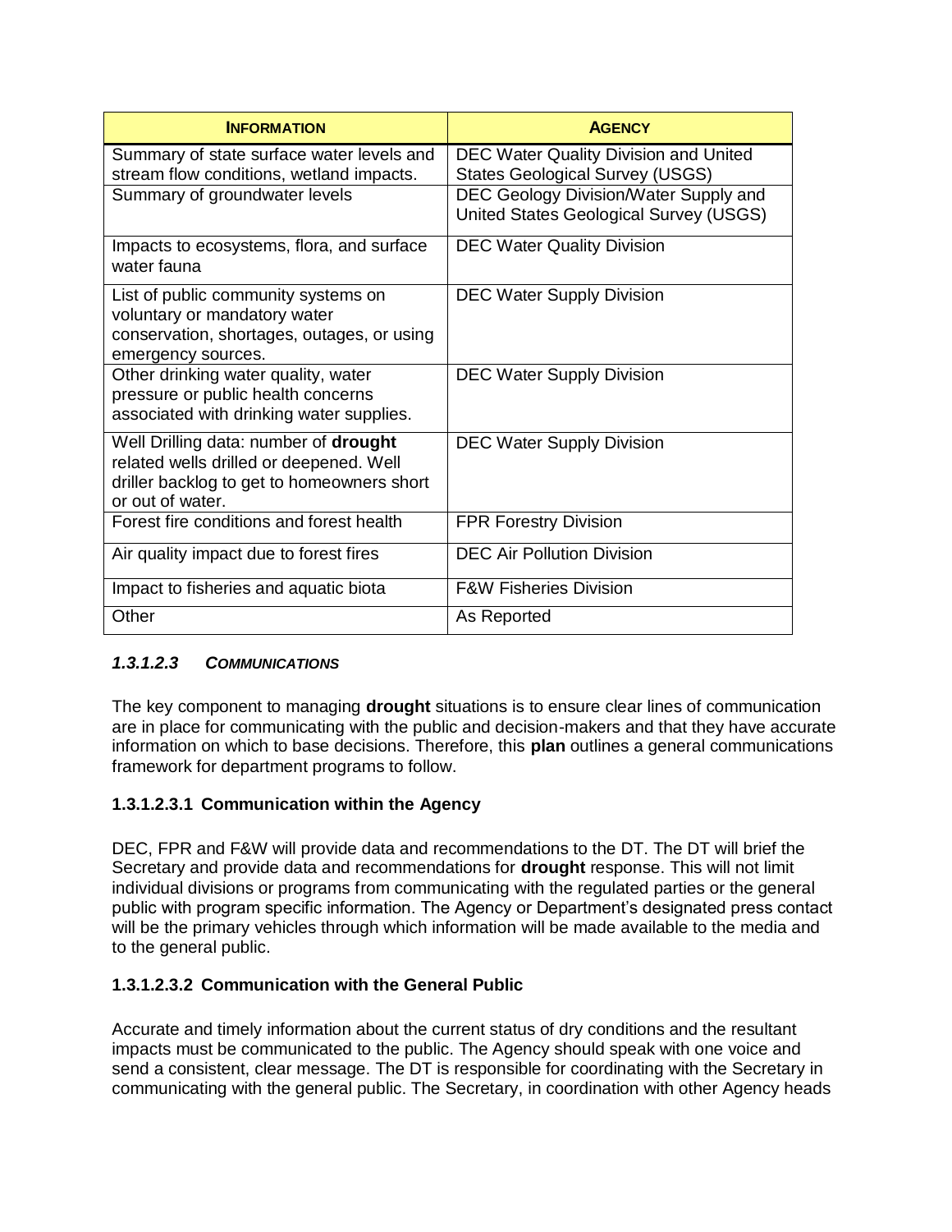| **INFORMATION** | **AGENCY** |
|---|---|
| Summary of state surface water levels and stream flow conditions, wetland impacts. | DEC Water Quality Division and United States Geological Survey (USGS) |
| Summary of groundwater levels | DEC Geology Division/Water Supply and United States Geological Survey (USGS) |
| Impacts to ecosystems, flora, and surface water fauna | DEC Water Quality Division |
| List of public community systems on voluntary or mandatory water conservation, shortages, outages, or using emergency sources. | DEC Water Supply Division |
| Other drinking water quality, water pressure or public health concerns associated with drinking water supplies. | DEC Water Supply Division |
| Well Drilling data: number of **drought** related wells drilled or deepened. Well driller backlog to get to homeowners short or out of water. | DEC Water Supply Division |
| Forest fire conditions and forest health | FPR Forestry Division |
| Air quality impact due to forest fires | DEC Air Pollution Division |
| Impact to fisheries and aquatic biota | F&W Fisheries Division |
| Other | As Reported |

#### *1.3.1.2.3 COMMUNICATIONS*

The key component to managing **drought** situations is to ensure clear lines of communication are in place for communicating with the public and decision-makers and that they have accurate information on which to base decisions. Therefore, this **plan** outlines a general communications framework for department programs to follow.

##### 1.3.1.2.3.1 Communication within the Agency

DEC, FPR and F&W will provide data and recommendations to the DT. The DT will brief the Secretary and provide data and recommendations for **drought** response. This will not limit individual divisions or programs from communicating with the regulated parties or the general public with program specific information. The Agency or Department's designated press contact will be the primary vehicles through which information will be made available to the media and to the general public.

##### 1.3.1.2.3.2 Communication with the General Public

Accurate and timely information about the current status of dry conditions and the resultant impacts must be communicated to the public. The Agency should speak with one voice and send a consistent, clear message. The DT is responsible for coordinating with the Secretary in communicating with the general public. The Secretary, in coordination with other Agency heads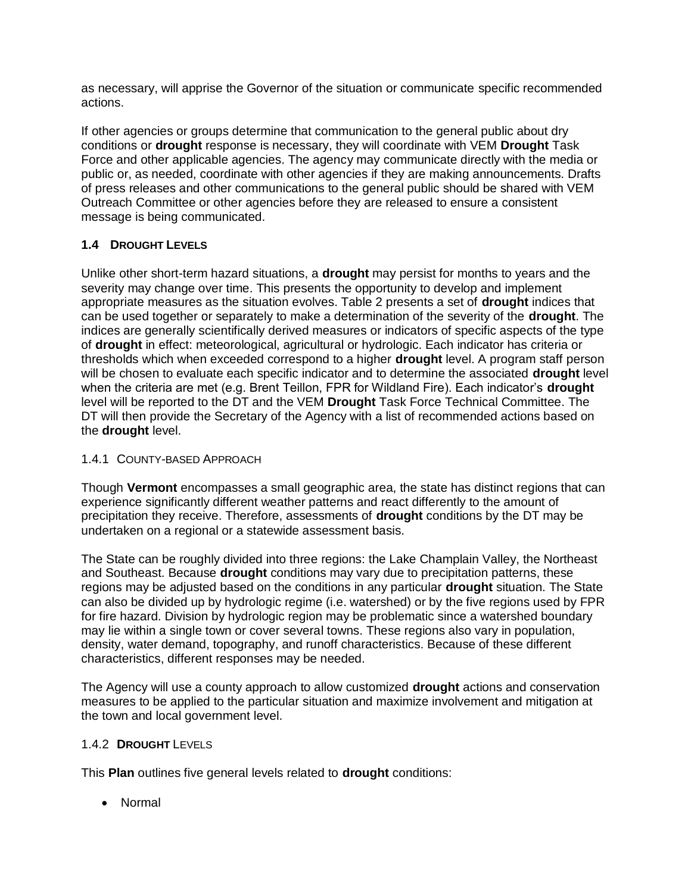as necessary, will apprise the Governor of the situation or communicate specific recommended actions.

If other agencies or groups determine that communication to the general public about dry conditions or **drought** response is necessary, they will coordinate with VEM **Drought** Task Force and other applicable agencies. The agency may communicate directly with the media or public or, as needed, coordinate with other agencies if they are making announcements. Drafts of press releases and other communications to the general public should be shared with VEM Outreach Committee or other agencies before they are released to ensure a consistent message is being communicated.

### 1.4 DROUGHT LEVELS

Unlike other short-term hazard situations, a **drought** may persist for months to years and the severity may change over time. This presents the opportunity to develop and implement appropriate measures as the situation evolves. Table 2 presents a set of **drought** indices that can be used together or separately to make a determination of the severity of the **drought**. The indices are generally scientifically derived measures or indicators of specific aspects of the type of **drought** in effect: meteorological, agricultural or hydrologic. Each indicator has criteria or thresholds which when exceeded correspond to a higher **drought** level. A program staff person will be chosen to evaluate each specific indicator and to determine the associated **drought** level when the criteria are met (e.g. Brent Teillon, FPR for Wildland Fire). Each indicator's **drought** level will be reported to the DT and the VEM **Drought** Task Force Technical Committee. The DT will then provide the Secretary of the Agency with a list of recommended actions based on the **drought** level.

#### 1.4.1 COUNTY-BASED APPROACH

Though **Vermont** encompasses a small geographic area, the state has distinct regions that can experience significantly different weather patterns and react differently to the amount of precipitation they receive. Therefore, assessments of **drought** conditions by the DT may be undertaken on a regional or a statewide assessment basis.

The State can be roughly divided into three regions: the Lake Champlain Valley, the Northeast and Southeast. Because **drought** conditions may vary due to precipitation patterns, these regions may be adjusted based on the conditions in any particular **drought** situation. The State can also be divided up by hydrologic regime (i.e. watershed) or by the five regions used by FPR for fire hazard. Division by hydrologic region may be problematic since a watershed boundary may lie within a single town or cover several towns. These regions also vary in population, density, water demand, topography, and runoff characteristics. Because of these different characteristics, different responses may be needed.

The Agency will use a county approach to allow customized **drought** actions and conservation measures to be applied to the particular situation and maximize involvement and mitigation at the town and local government level.

#### 1.4.2 **DROUGHT** LEVELS

This **Plan** outlines five general levels related to **drought** conditions:

- Normal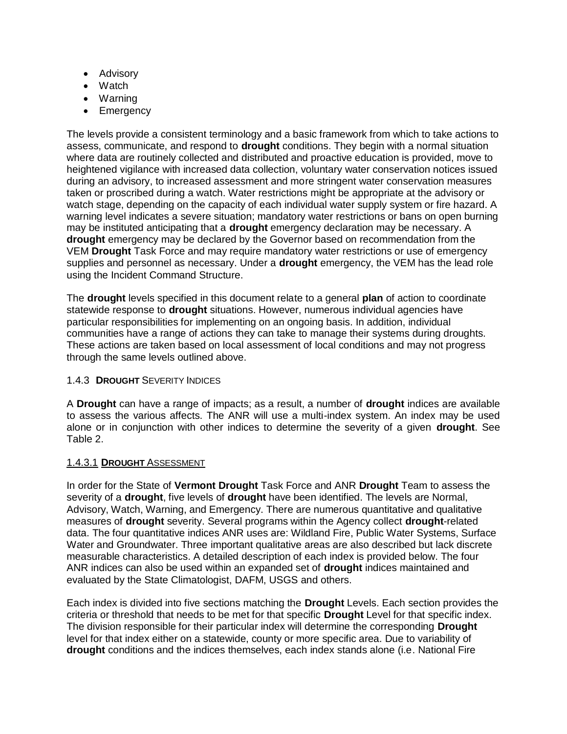- Advisory
- Watch
- Warning
- Emergency

The levels provide a consistent terminology and a basic framework from which to take actions to assess, communicate, and respond to **drought** conditions. They begin with a normal situation where data are routinely collected and distributed and proactive education is provided, move to heightened vigilance with increased data collection, voluntary water conservation notices issued during an advisory, to increased assessment and more stringent water conservation measures taken or proscribed during a watch. Water restrictions might be appropriate at the advisory or watch stage, depending on the capacity of each individual water supply system or fire hazard. A warning level indicates a severe situation; mandatory water restrictions or bans on open burning may be instituted anticipating that a **drought** emergency declaration may be necessary. A **drought** emergency may be declared by the Governor based on recommendation from the VEM **Drought** Task Force and may require mandatory water restrictions or use of emergency supplies and personnel as necessary. Under a **drought** emergency, the VEM has the lead role using the Incident Command Structure.

The **drought** levels specified in this document relate to a general **plan** of action to coordinate statewide response to **drought** situations. However, numerous individual agencies have particular responsibilities for implementing on an ongoing basis. In addition, individual communities have a range of actions they can take to manage their systems during droughts. These actions are taken based on local assessment of local conditions and may not progress through the same levels outlined above.

### 1.4.3 **DROUGHT** SEVERITY INDICES

A **Drought** can have a range of impacts; as a result, a number of **drought** indices are available to assess the various affects. The ANR will use a multi-index system. An index may be used alone or in conjunction with other indices to determine the severity of a given **drought**. See Table 2.

#### 1.4.3.1 **DROUGHT** ASSESSMENT

In order for the State of **Vermont Drought** Task Force and ANR **Drought** Team to assess the severity of a **drought**, five levels of **drought** have been identified. The levels are Normal, Advisory, Watch, Warning, and Emergency. There are numerous quantitative and qualitative measures of **drought** severity. Several programs within the Agency collect **drought**-related data. The four quantitative indices ANR uses are: Wildland Fire, Public Water Systems, Surface Water and Groundwater. Three important qualitative areas are also described but lack discrete measurable characteristics. A detailed description of each index is provided below. The four ANR indices can also be used within an expanded set of **drought** indices maintained and evaluated by the State Climatologist, DAFM, USGS and others.

Each index is divided into five sections matching the **Drought** Levels. Each section provides the criteria or threshold that needs to be met for that specific **Drought** Level for that specific index. The division responsible for their particular index will determine the corresponding **Drought** level for that index either on a statewide, county or more specific area. Due to variability of **drought** conditions and the indices themselves, each index stands alone (i.e. National Fire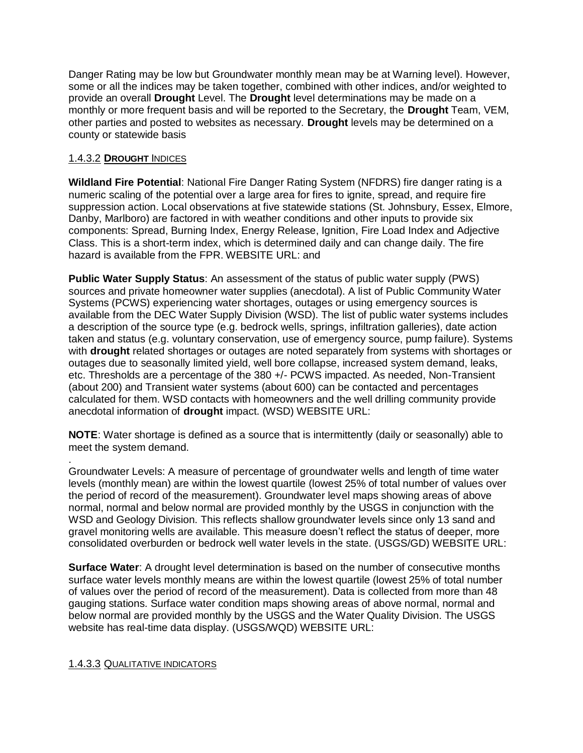Danger Rating may be low but Groundwater monthly mean may be at Warning level). However, some or all the indices may be taken together, combined with other indices, and/or weighted to provide an overall **Drought** Level. The **Drought** level determinations may be made on a monthly or more frequent basis and will be reported to the Secretary, the **Drought** Team, VEM, other parties and posted to websites as necessary. **Drought** levels may be determined on a county or statewide basis

### 1.4.3.2 **DROUGHT** INDICES

**Wildland Fire Potential**: National Fire Danger Rating System (NFDRS) fire danger rating is a numeric scaling of the potential over a large area for fires to ignite, spread, and require fire suppression action. Local observations at five statewide stations (St. Johnsbury, Essex, Elmore, Danby, Marlboro) are factored in with weather conditions and other inputs to provide six components: Spread, Burning Index, Energy Release, Ignition, Fire Load Index and Adjective Class. This is a short-term index, which is determined daily and can change daily. The fire hazard is available from the FPR. WEBSITE URL: and

**Public Water Supply Status**: An assessment of the status of public water supply (PWS) sources and private homeowner water supplies (anecdotal). A list of Public Community Water Systems (PCWS) experiencing water shortages, outages or using emergency sources is available from the DEC Water Supply Division (WSD). The list of public water systems includes a description of the source type (e.g. bedrock wells, springs, infiltration galleries), date action taken and status (e.g. voluntary conservation, use of emergency source, pump failure). Systems with **drought** related shortages or outages are noted separately from systems with shortages or outages due to seasonally limited yield, well bore collapse, increased system demand, leaks, etc. Thresholds are a percentage of the 380 +/- PCWS impacted. As needed, Non-Transient (about 200) and Transient water systems (about 600) can be contacted and percentages calculated for them. WSD contacts with homeowners and the well drilling community provide anecdotal information of **drought** impact. (WSD) WEBSITE URL:

**NOTE**: Water shortage is defined as a source that is intermittently (daily or seasonally) able to meet the system demand.

.
Groundwater Levels: A measure of percentage of groundwater wells and length of time water levels (monthly mean) are within the lowest quartile (lowest 25% of total number of values over the period of record of the measurement). Groundwater level maps showing areas of above normal, normal and below normal are provided monthly by the USGS in conjunction with the WSD and Geology Division. This reflects shallow groundwater levels since only 13 sand and gravel monitoring wells are available. This measure doesn't reflect the status of deeper, more consolidated overburden or bedrock well water levels in the state. (USGS/GD) WEBSITE URL:

**Surface Water**: A drought level determination is based on the number of consecutive months surface water levels monthly means are within the lowest quartile (lowest 25% of total number of values over the period of record of the measurement). Data is collected from more than 48 gauging stations. Surface water condition maps showing areas of above normal, normal and below normal are provided monthly by the USGS and the Water Quality Division. The USGS website has real-time data display. (USGS/WQD) WEBSITE URL:

### 1.4.3.3 QUALITATIVE INDICATORS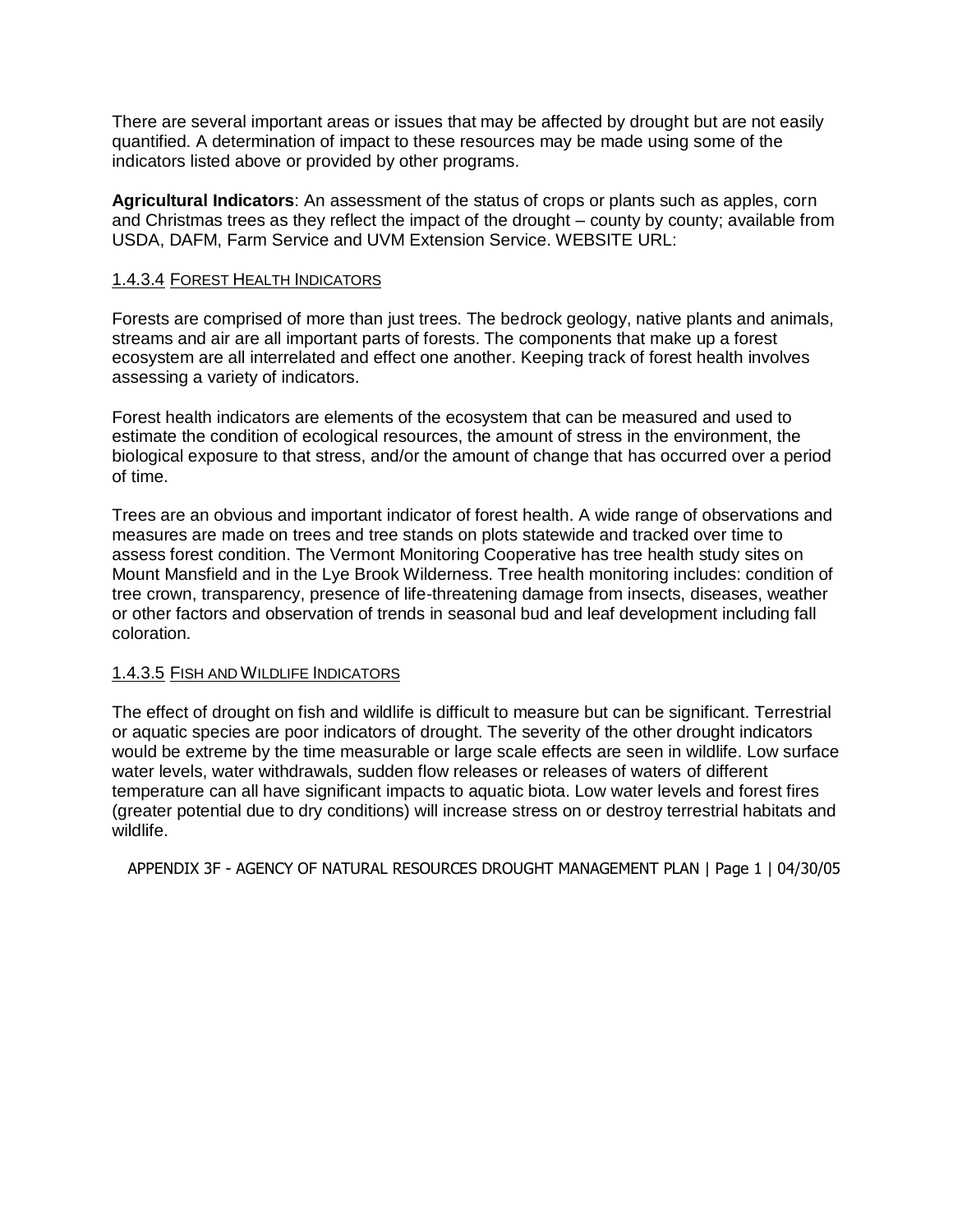There are several important areas or issues that may be affected by drought but are not easily quantified. A determination of impact to these resources may be made using some of the indicators listed above or provided by other programs.

**Agricultural Indicators**: An assessment of the status of crops or plants such as apples, corn and Christmas trees as they reflect the impact of the drought – county by county; available from USDA, DAFM, Farm Service and UVM Extension Service. WEBSITE URL:

#### 1.4.3.4 FOREST HEALTH INDICATORS

Forests are comprised of more than just trees. The bedrock geology, native plants and animals, streams and air are all important parts of forests. The components that make up a forest ecosystem are all interrelated and effect one another. Keeping track of forest health involves assessing a variety of indicators.

Forest health indicators are elements of the ecosystem that can be measured and used to estimate the condition of ecological resources, the amount of stress in the environment, the biological exposure to that stress, and/or the amount of change that has occurred over a period of time.

Trees are an obvious and important indicator of forest health. A wide range of observations and measures are made on trees and tree stands on plots statewide and tracked over time to assess forest condition. The Vermont Monitoring Cooperative has tree health study sites on Mount Mansfield and in the Lye Brook Wilderness. Tree health monitoring includes: condition of tree crown, transparency, presence of life-threatening damage from insects, diseases, weather or other factors and observation of trends in seasonal bud and leaf development including fall coloration.

#### 1.4.3.5 FISH AND WILDLIFE INDICATORS

The effect of drought on fish and wildlife is difficult to measure but can be significant. Terrestrial or aquatic species are poor indicators of drought. The severity of the other drought indicators would be extreme by the time measurable or large scale effects are seen in wildlife. Low surface water levels, water withdrawals, sudden flow releases or releases of waters of different temperature can all have significant impacts to aquatic biota. Low water levels and forest fires (greater potential due to dry conditions) will increase stress on or destroy terrestrial habitats and wildlife.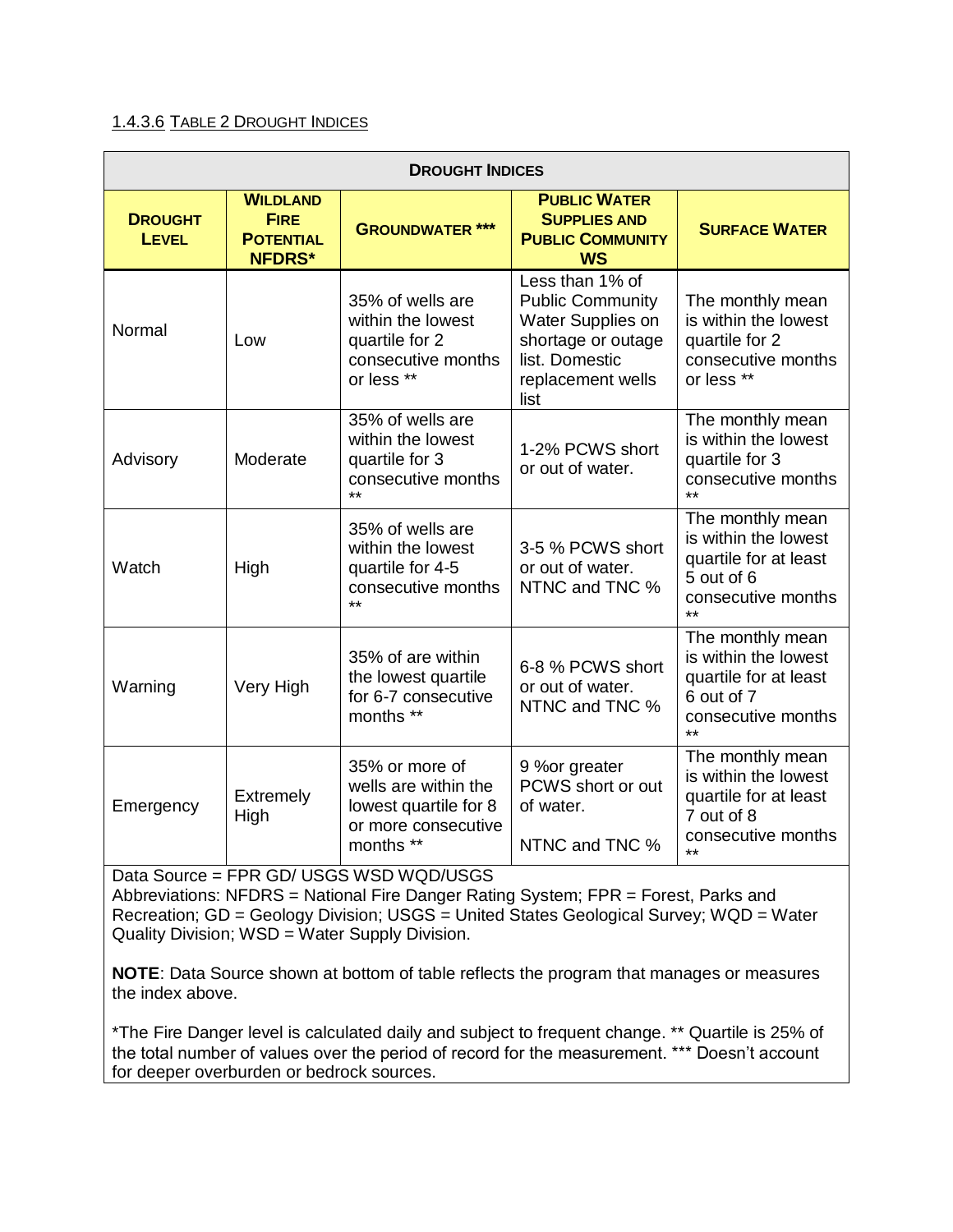### 1.4.3.6 Table 2 Drought Indices

| Drought Indices | | | | |
|---|---|---|---|---|
| **Drought Level** | **Wildland Fire Potential NFDRS*** | **Groundwater ***** | **Public Water Supplies and Public Community WS** | **Surface Water** |
| Normal | Low | 35% of wells are within the lowest quartile for 2 consecutive months or less ** | Less than 1% of Public Community Water Supplies on shortage or outage list. Domestic replacement wells list | The monthly mean is within the lowest quartile for 2 consecutive months or less ** |
| Advisory | Moderate | 35% of wells are within the lowest quartile for 3 consecutive months ** | 1-2% PCWS short or out of water. | The monthly mean is within the lowest quartile for 3 consecutive months ** |
| Watch | High | 35% of wells are within the lowest quartile for 4-5 consecutive months ** | 3-5 % PCWS short or out of water. NTNC and TNC % | The monthly mean is within the lowest quartile for at least 5 out of 6 consecutive months ** |
| Warning | Very High | 35% of are within the lowest quartile for 6-7 consecutive months ** | 6-8 % PCWS short or out of water. NTNC and TNC % | The monthly mean is within the lowest quartile for at least 6 out of 7 consecutive months ** |
| Emergency | Extremely High | 35% or more of wells are within the lowest quartile for 8 or more consecutive months ** | 9 %or greater PCWS short or out of water. NTNC and TNC % | The monthly mean is within the lowest quartile for at least 7 out of 8 consecutive months ** |

Data Source = FPR GD/ USGS WSD WQD/USGS
Abbreviations: NFDRS = National Fire Danger Rating System; FPR = Forest, Parks and Recreation; GD = Geology Division; USGS = United States Geological Survey; WQD = Water Quality Division; WSD = Water Supply Division.

**NOTE**: Data Source shown at bottom of table reflects the program that manages or measures the index above.

*The Fire Danger level is calculated daily and subject to frequent change. ** Quartile is 25% of the total number of values over the period of record for the measurement. *** Doesn't account for deeper overburden or bedrock sources.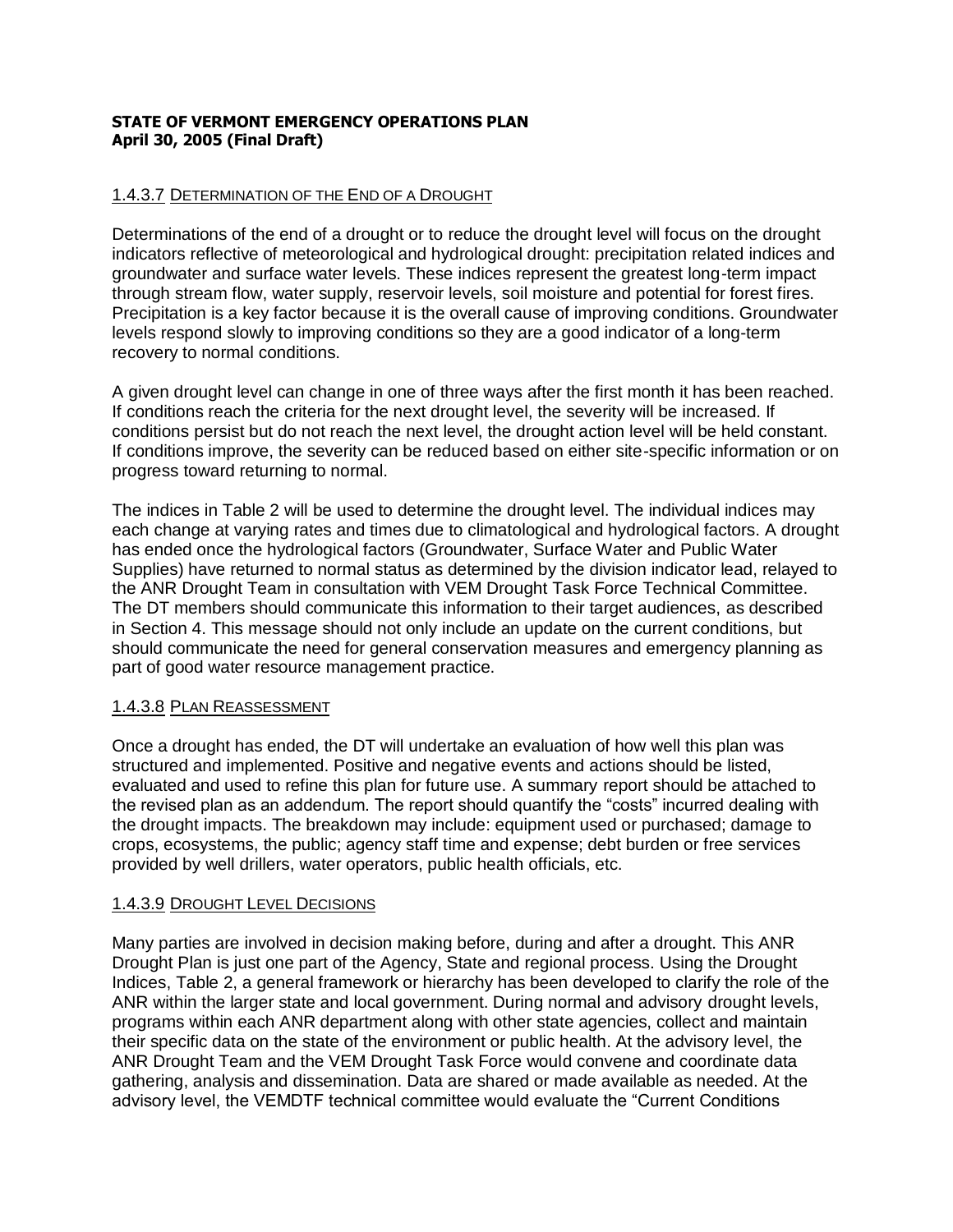**STATE OF VERMONT EMERGENCY OPERATIONS PLAN**
**April 30, 2005 (Final Draft)**

#### 1.4.3.7 DETERMINATION OF THE END OF A DROUGHT

Determinations of the end of a drought or to reduce the drought level will focus on the drought indicators reflective of meteorological and hydrological drought: precipitation related indices and groundwater and surface water levels. These indices represent the greatest long-term impact through stream flow, water supply, reservoir levels, soil moisture and potential for forest fires. Precipitation is a key factor because it is the overall cause of improving conditions. Groundwater levels respond slowly to improving conditions so they are a good indicator of a long-term recovery to normal conditions.

A given drought level can change in one of three ways after the first month it has been reached. If conditions reach the criteria for the next drought level, the severity will be increased. If conditions persist but do not reach the next level, the drought action level will be held constant. If conditions improve, the severity can be reduced based on either site-specific information or on progress toward returning to normal.

The indices in Table 2 will be used to determine the drought level. The individual indices may each change at varying rates and times due to climatological and hydrological factors. A drought has ended once the hydrological factors (Groundwater, Surface Water and Public Water Supplies) have returned to normal status as determined by the division indicator lead, relayed to the ANR Drought Team in consultation with VEM Drought Task Force Technical Committee. The DT members should communicate this information to their target audiences, as described in Section 4. This message should not only include an update on the current conditions, but should communicate the need for general conservation measures and emergency planning as part of good water resource management practice.

#### 1.4.3.8 PLAN REASSESSMENT

Once a drought has ended, the DT will undertake an evaluation of how well this plan was structured and implemented. Positive and negative events and actions should be listed, evaluated and used to refine this plan for future use. A summary report should be attached to the revised plan as an addendum. The report should quantify the "costs" incurred dealing with the drought impacts. The breakdown may include: equipment used or purchased; damage to crops, ecosystems, the public; agency staff time and expense; debt burden or free services provided by well drillers, water operators, public health officials, etc.

#### 1.4.3.9 DROUGHT LEVEL DECISIONS

Many parties are involved in decision making before, during and after a drought. This ANR Drought Plan is just one part of the Agency, State and regional process. Using the Drought Indices, Table 2, a general framework or hierarchy has been developed to clarify the role of the ANR within the larger state and local government. During normal and advisory drought levels, programs within each ANR department along with other state agencies, collect and maintain their specific data on the state of the environment or public health. At the advisory level, the ANR Drought Team and the VEM Drought Task Force would convene and coordinate data gathering, analysis and dissemination. Data are shared or made available as needed. At the advisory level, the VEMDTF technical committee would evaluate the "Current Conditions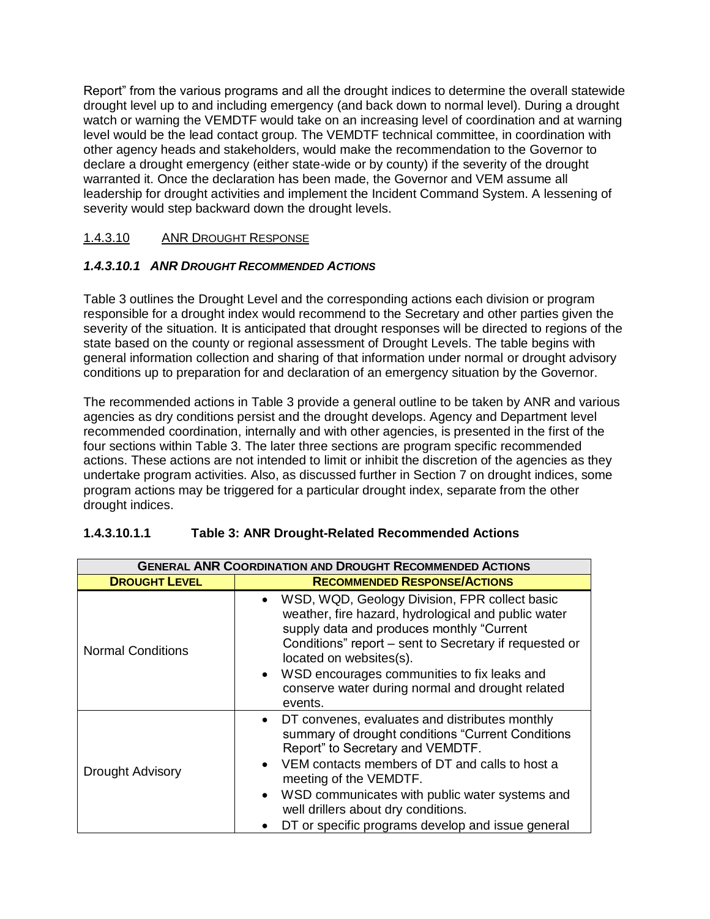Report” from the various programs and all the drought indices to determine the overall statewide drought level up to and including emergency (and back down to normal level). During a drought watch or warning the VEMDTF would take on an increasing level of coordination and at warning level would be the lead contact group. The VEMDTF technical committee, in coordination with other agency heads and stakeholders, would make the recommendation to the Governor to declare a drought emergency (either state-wide or by county) if the severity of the drought warranted it. Once the declaration has been made, the Governor and VEM assume all leadership for drought activities and implement the Incident Command System. A lessening of severity would step backward down the drought levels.

### 1.4.3.10 ANR DROUGHT RESPONSE

#### *1.4.3.10.1 ANR DROUGHT RECOMMENDED ACTIONS*

Table 3 outlines the Drought Level and the corresponding actions each division or program responsible for a drought index would recommend to the Secretary and other parties given the severity of the situation. It is anticipated that drought responses will be directed to regions of the state based on the county or regional assessment of Drought Levels. The table begins with general information collection and sharing of that information under normal or drought advisory conditions up to preparation for and declaration of an emergency situation by the Governor.

The recommended actions in Table 3 provide a general outline to be taken by ANR and various agencies as dry conditions persist and the drought develops. Agency and Department level recommended coordination, internally and with other agencies, is presented in the first of the four sections within Table 3. The later three sections are program specific recommended actions. These actions are not intended to limit or inhibit the discretion of the agencies as they undertake program activities. Also, as discussed further in Section 7 on drought indices, some program actions may be triggered for a particular drought index, separate from the other drought indices.

#### **1.4.3.10.1.1 Table 3: ANR Drought-Related Recommended Actions**

| **GENERAL ANR COORDINATION AND DROUGHT RECOMMENDED ACTIONS** | |
|---|---|
| **DROUGHT LEVEL** | **RECOMMENDED RESPONSE/ACTIONS** |
| Normal Conditions | • WSD, WQD, Geology Division, FPR collect basic weather, fire hazard, hydrological and public water supply data and produces monthly “Current Conditions” report – sent to Secretary if requested or located on websites(s).<br>• WSD encourages communities to fix leaks and conserve water during normal and drought related events. |
| Drought Advisory | • DT convenes, evaluates and distributes monthly summary of drought conditions “Current Conditions Report” to Secretary and VEMDTF.<br>• VEM contacts members of DT and calls to host a meeting of the VEMDTF.<br>• WSD communicates with public water systems and well drillers about dry conditions.<br>• DT or specific programs develop and issue general |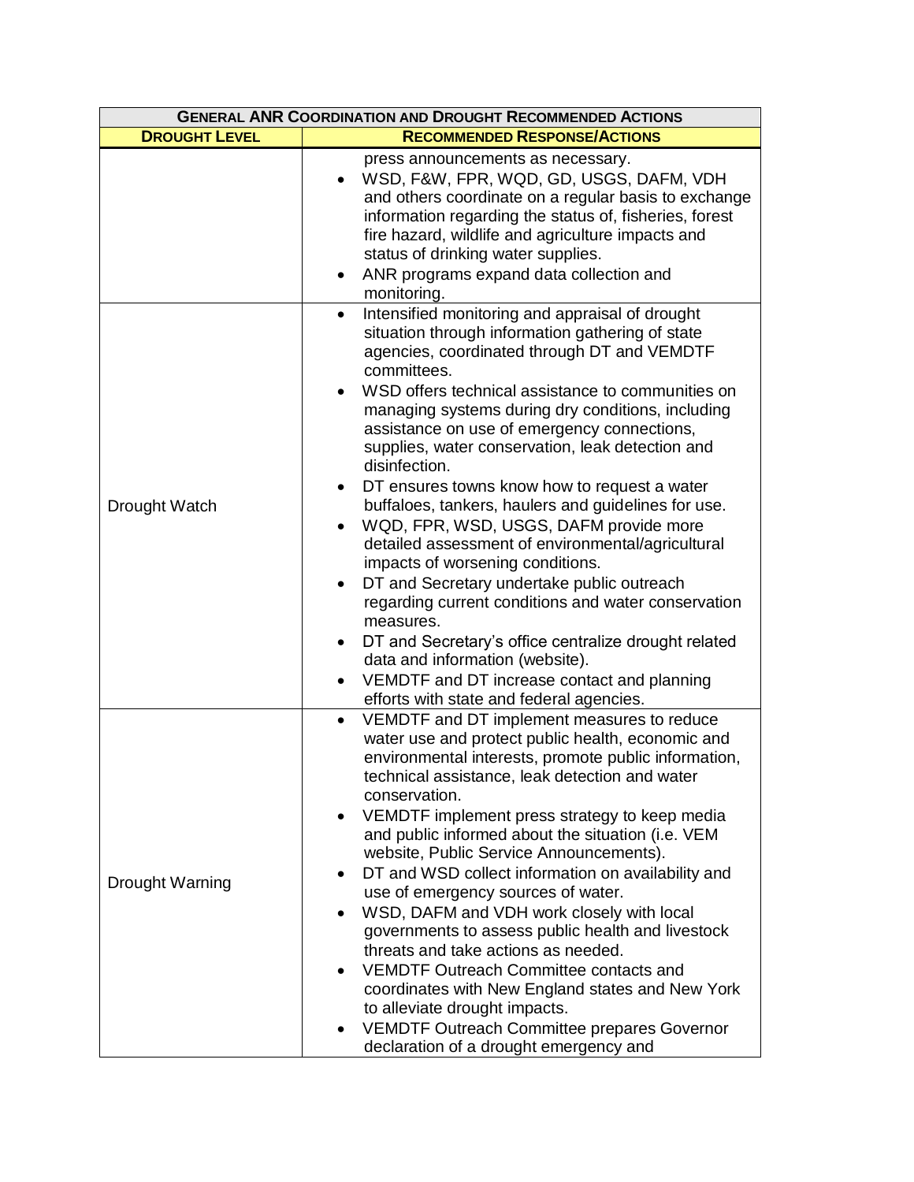| GENERAL ANR COORDINATION AND DROUGHT RECOMMENDED ACTIONS | |
|---|---|
| **DROUGHT LEVEL** | **RECOMMENDED RESPONSE/ACTIONS** |
| | press announcements as necessary.<br>• WSD, F&W, FPR, WQD, GD, USGS, DAFM, VDH and others coordinate on a regular basis to exchange information regarding the status of, fisheries, forest fire hazard, wildlife and agriculture impacts and status of drinking water supplies.<br>• ANR programs expand data collection and monitoring. |
| Drought Watch | • Intensified monitoring and appraisal of drought situation through information gathering of state agencies, coordinated through DT and VEMDTF committees.<br>• WSD offers technical assistance to communities on managing systems during dry conditions, including assistance on use of emergency connections, supplies, water conservation, leak detection and disinfection.<br>• DT ensures towns know how to request a water buffaloes, tankers, haulers and guidelines for use.<br>• WQD, FPR, WSD, USGS, DAFM provide more detailed assessment of environmental/agricultural impacts of worsening conditions.<br>• DT and Secretary undertake public outreach regarding current conditions and water conservation measures.<br>• DT and Secretary's office centralize drought related data and information (website).<br>• VEMDTF and DT increase contact and planning efforts with state and federal agencies. |
| Drought Warning | • VEMDTF and DT implement measures to reduce water use and protect public health, economic and environmental interests, promote public information, technical assistance, leak detection and water conservation.<br>• VEMDTF implement press strategy to keep media and public informed about the situation (i.e. VEM website, Public Service Announcements).<br>• DT and WSD collect information on availability and use of emergency sources of water.<br>• WSD, DAFM and VDH work closely with local governments to assess public health and livestock threats and take actions as needed.<br>• VEMDTF Outreach Committee contacts and coordinates with New England states and New York to alleviate drought impacts.<br>• VEMDTF Outreach Committee prepares Governor declaration of a drought emergency and |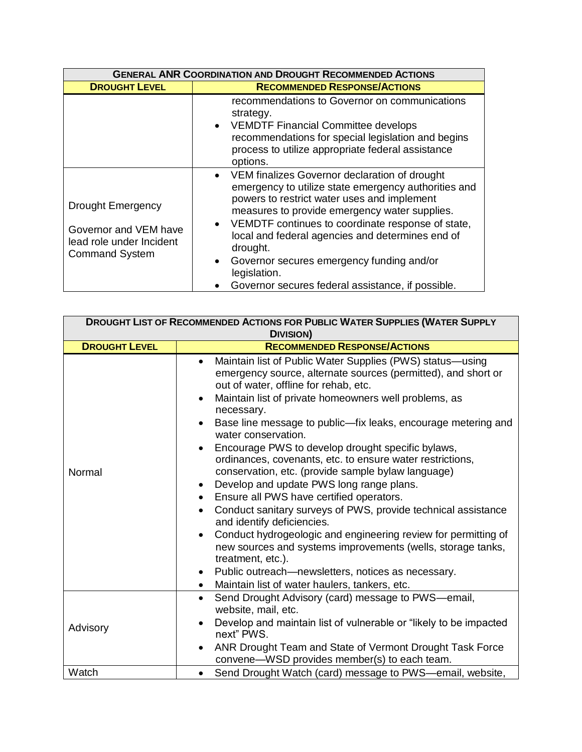| GENERAL ANR COORDINATION AND DROUGHT RECOMMENDED ACTIONS | |
|---|---|
| **DROUGHT LEVEL** | **RECOMMENDED RESPONSE/ACTIONS** |
| | recommendations to Governor on communications strategy.<br>• VEMDTF Financial Committee develops recommendations for special legislation and begins process to utilize appropriate federal assistance options. |
| Drought Emergency<br><br>Governor and VEM have lead role under Incident Command System | • VEM finalizes Governor declaration of drought emergency to utilize state emergency authorities and powers to restrict water uses and implement measures to provide emergency water supplies.<br>• VEMDTF continues to coordinate response of state, local and federal agencies and determines end of drought.<br>• Governor secures emergency funding and/or legislation.<br>• Governor secures federal assistance, if possible. |

| DROUGHT LIST OF RECOMMENDED ACTIONS FOR PUBLIC WATER SUPPLIES (WATER SUPPLY DIVISION) | |
|---|---|
| **DROUGHT LEVEL** | **RECOMMENDED RESPONSE/ACTIONS** |
| Normal | • Maintain list of Public Water Supplies (PWS) status—using emergency source, alternate sources (permitted), and short or out of water, offline for rehab, etc.<br>• Maintain list of private homeowners well problems, as necessary.<br>• Base line message to public—fix leaks, encourage metering and water conservation.<br>• Encourage PWS to develop drought specific bylaws, ordinances, covenants, etc. to ensure water restrictions, conservation, etc. (provide sample bylaw language)<br>• Develop and update PWS long range plans.<br>• Ensure all PWS have certified operators.<br>• Conduct sanitary surveys of PWS, provide technical assistance and identify deficiencies.<br>• Conduct hydrogeologic and engineering review for permitting of new sources and systems improvements (wells, storage tanks, treatment, etc.).<br>• Public outreach—newsletters, notices as necessary.<br>• Maintain list of water haulers, tankers, etc. |
| Advisory | • Send Drought Advisory (card) message to PWS—email, website, mail, etc.<br>• Develop and maintain list of vulnerable or "likely to be impacted next" PWS.<br>• ANR Drought Team and State of Vermont Drought Task Force convene—WSD provides member(s) to each team. |
| Watch | • Send Drought Watch (card) message to PWS—email, website, |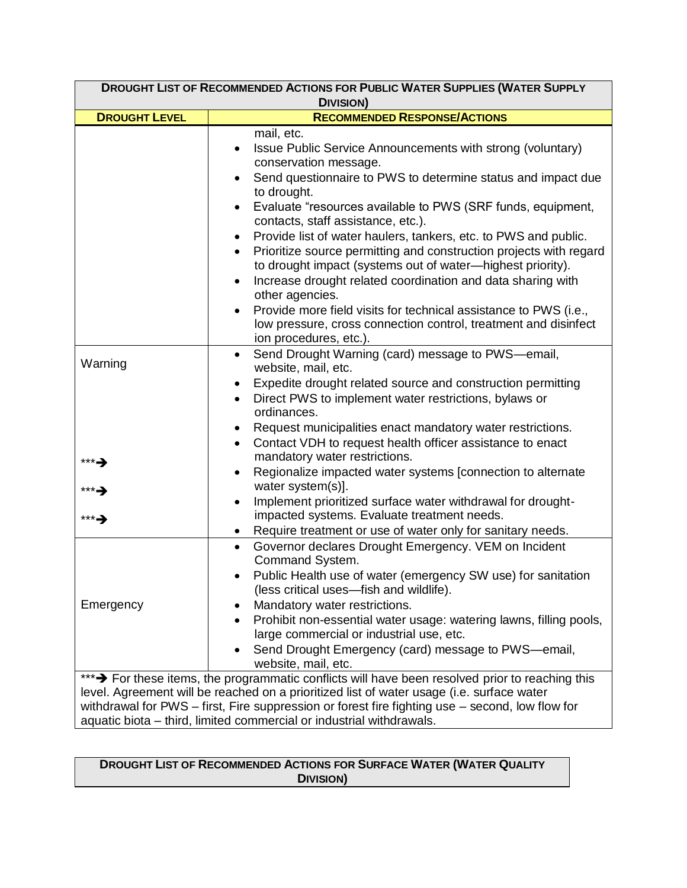| **DROUGHT LIST OF RECOMMENDED ACTIONS FOR PUBLIC WATER SUPPLIES (WATER SUPPLY DIVISION)** | |
|---|---|
| **DROUGHT LEVEL** | **RECOMMENDED RESPONSE/ACTIONS** |
| | mail, etc.<br>• Issue Public Service Announcements with strong (voluntary) conservation message.<br>• Send questionnaire to PWS to determine status and impact due to drought.<br>• Evaluate "resources available to PWS (SRF funds, equipment, contacts, staff assistance, etc.).<br>• Provide list of water haulers, tankers, etc. to PWS and public.<br>• Prioritize source permitting and construction projects with regard to drought impact (systems out of water—highest priority).<br>• Increase drought related coordination and data sharing with other agencies.<br>• Provide more field visits for technical assistance to PWS (i.e., low pressure, cross connection control, treatment and disinfect ion procedures, etc.). |
| Warning<br><br>***➔<br>***➔<br>***➔ | • Send Drought Warning (card) message to PWS—email, website, mail, etc.<br>• Expedite drought related source and construction permitting<br>• Direct PWS to implement water restrictions, bylaws or ordinances.<br>• Request municipalities enact mandatory water restrictions.<br>• Contact VDH to request health officer assistance to enact mandatory water restrictions.<br>• Regionalize impacted water systems [connection to alternate water system(s)].<br>• Implement prioritized surface water withdrawal for drought-impacted systems. Evaluate treatment needs.<br>• Require treatment or use of water only for sanitary needs. |
| Emergency | • Governor declares Drought Emergency. VEM on Incident Command System.<br>• Public Health use of water (emergency SW use) for sanitation (less critical uses—fish and wildlife).<br>• Mandatory water restrictions.<br>• Prohibit non-essential water usage: watering lawns, filling pools, large commercial or industrial use, etc.<br>• Send Drought Emergency (card) message to PWS—email, website, mail, etc. |
| ***➔ For these items, the programmatic conflicts will have been resolved prior to reaching this level. Agreement will be reached on a prioritized list of water usage (i.e. surface water withdrawal for PWS – first, Fire suppression or forest fire fighting use – second, low flow for aquatic biota – third, limited commercial or industrial withdrawals. | |

| **DROUGHT LIST OF RECOMMENDED ACTIONS FOR SURFACE WATER (WATER QUALITY DIVISION)** |
|---|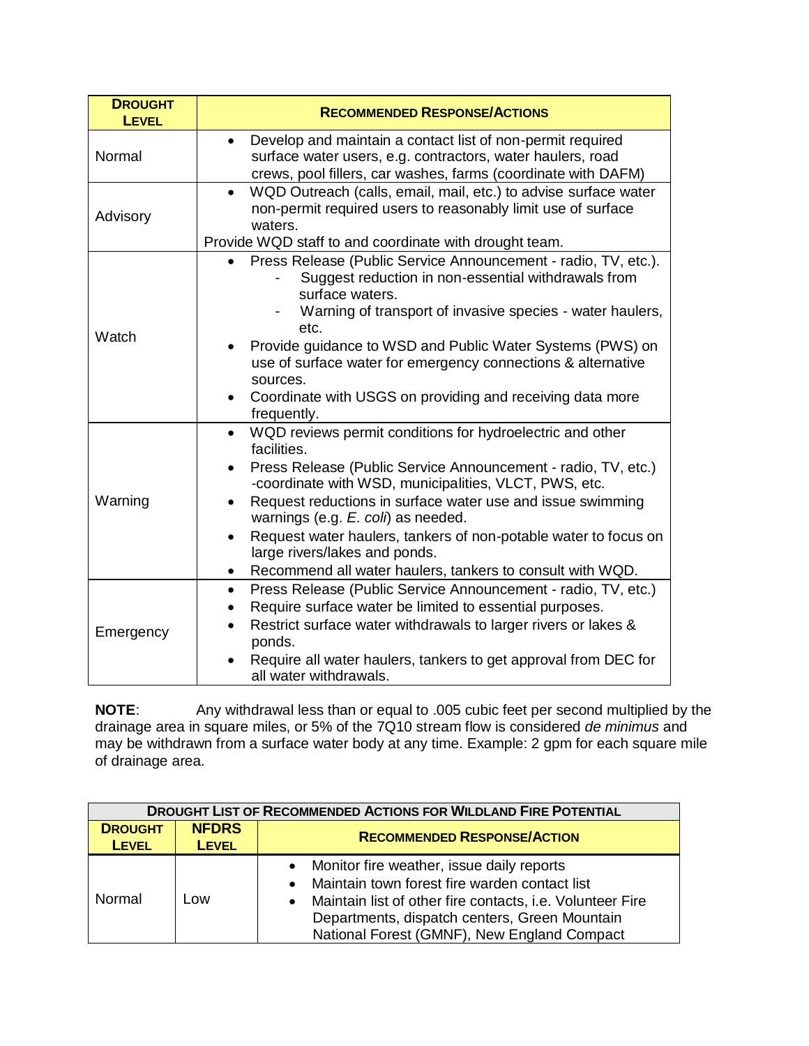| DROUGHT LEVEL | RECOMMENDED RESPONSE/ACTIONS |
|---|---|
| Normal | • Develop and maintain a contact list of non-permit required surface water users, e.g. contractors, water haulers, road crews, pool fillers, car washes, farms (coordinate with DAFM) |
| Advisory | • WQD Outreach (calls, email, mail, etc.) to advise surface water non-permit required users to reasonably limit use of surface waters.<br>Provide WQD staff to and coordinate with drought team. |
| Watch | • Press Release (Public Service Announcement - radio, TV, etc.).<br>  - Suggest reduction in non-essential withdrawals from surface waters.<br>  - Warning of transport of invasive species - water haulers, etc.<br>• Provide guidance to WSD and Public Water Systems (PWS) on use of surface water for emergency connections & alternative sources.<br>• Coordinate with USGS on providing and receiving data more frequently. |
| Warning | • WQD reviews permit conditions for hydroelectric and other facilities.<br>• Press Release (Public Service Announcement - radio, TV, etc.) -coordinate with WSD, municipalities, VLCT, PWS, etc.<br>• Request reductions in surface water use and issue swimming warnings (e.g. *E. coli*) as needed.<br>• Request water haulers, tankers of non-potable water to focus on large rivers/lakes and ponds.<br>• Recommend all water haulers, tankers to consult with WQD. |
| Emergency | • Press Release (Public Service Announcement - radio, TV, etc.)<br>• Require surface water be limited to essential purposes.<br>• Restrict surface water withdrawals to larger rivers or lakes & ponds.<br>• Require all water haulers, tankers to get approval from DEC for all water withdrawals. |

**NOTE**: Any withdrawal less than or equal to .005 cubic feet per second multiplied by the drainage area in square miles, or 5% of the 7Q10 stream flow is considered *de minimus* and may be withdrawn from a surface water body at any time. Example: 2 gpm for each square mile of drainage area.

| DROUGHT LIST OF RECOMMENDED ACTIONS FOR WILDLAND FIRE POTENTIAL | | |
|---|---|---|
| DROUGHT LEVEL | NFDRS LEVEL | RECOMMENDED RESPONSE/ACTION |
| Normal | Low | • Monitor fire weather, issue daily reports<br>• Maintain town forest fire warden contact list<br>• Maintain list of other fire contacts, i.e. Volunteer Fire Departments, dispatch centers, Green Mountain National Forest (GMNF), New England Compact |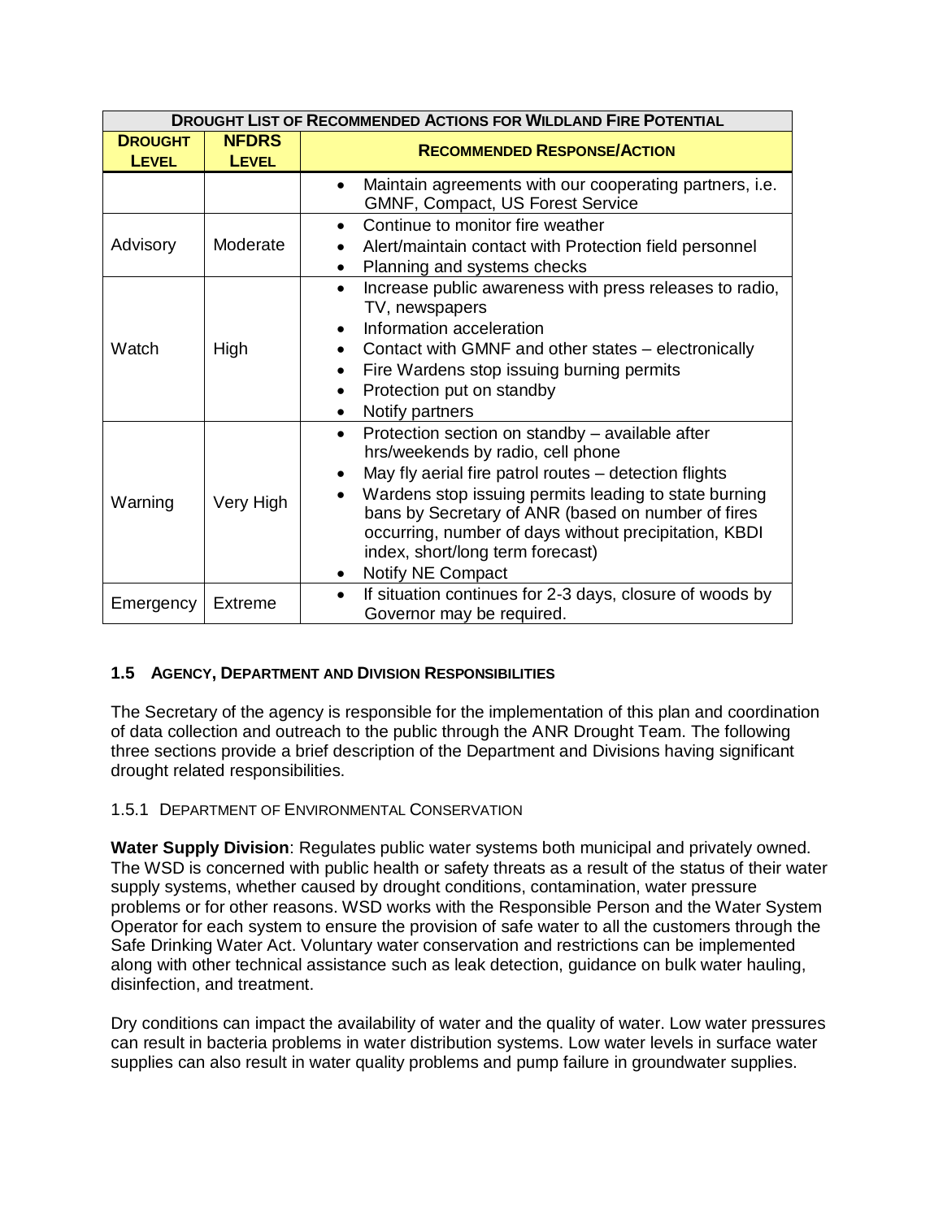| **DROUGHT LIST OF RECOMMENDED ACTIONS FOR WILDLAND FIRE POTENTIAL** | | |
|---|---|---|
| **DROUGHT LEVEL** | **NFDRS LEVEL** | **RECOMMENDED RESPONSE/ACTION** |
| | | • Maintain agreements with our cooperating partners, i.e. GMNF, Compact, US Forest Service |
| Advisory | Moderate | • Continue to monitor fire weather<br>• Alert/maintain contact with Protection field personnel<br>• Planning and systems checks |
| Watch | High | • Increase public awareness with press releases to radio, TV, newspapers<br>• Information acceleration<br>• Contact with GMNF and other states – electronically<br>• Fire Wardens stop issuing burning permits<br>• Protection put on standby<br>• Notify partners |
| Warning | Very High | • Protection section on standby – available after hrs/weekends by radio, cell phone<br>• May fly aerial fire patrol routes – detection flights<br>• Wardens stop issuing permits leading to state burning bans by Secretary of ANR (based on number of fires occurring, number of days without precipitation, KBDI index, short/long term forecast)<br>• Notify NE Compact |
| Emergency | Extreme | • If situation continues for 2-3 days, closure of woods by Governor may be required. |

## 1.5 AGENCY, DEPARTMENT AND DIVISION RESPONSIBILITIES

The Secretary of the agency is responsible for the implementation of this plan and coordination of data collection and outreach to the public through the ANR Drought Team. The following three sections provide a brief description of the Department and Divisions having significant drought related responsibilities.

### 1.5.1 DEPARTMENT OF ENVIRONMENTAL CONSERVATION

**Water Supply Division**: Regulates public water systems both municipal and privately owned. The WSD is concerned with public health or safety threats as a result of the status of their water supply systems, whether caused by drought conditions, contamination, water pressure problems or for other reasons. WSD works with the Responsible Person and the Water System Operator for each system to ensure the provision of safe water to all the customers through the Safe Drinking Water Act. Voluntary water conservation and restrictions can be implemented along with other technical assistance such as leak detection, guidance on bulk water hauling, disinfection, and treatment.

Dry conditions can impact the availability of water and the quality of water. Low water pressures can result in bacteria problems in water distribution systems. Low water levels in surface water supplies can also result in water quality problems and pump failure in groundwater supplies.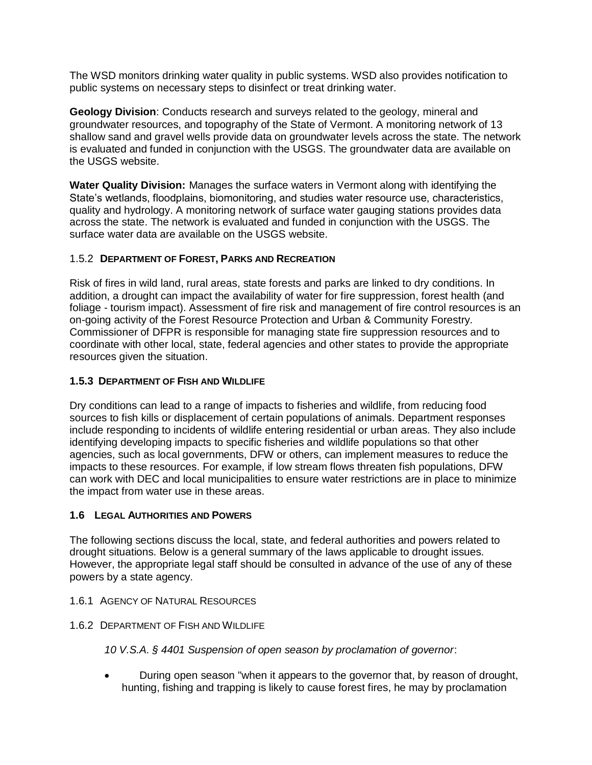The WSD monitors drinking water quality in public systems. WSD also provides notification to public systems on necessary steps to disinfect or treat drinking water.

**Geology Division**: Conducts research and surveys related to the geology, mineral and groundwater resources, and topography of the State of Vermont. A monitoring network of 13 shallow sand and gravel wells provide data on groundwater levels across the state. The network is evaluated and funded in conjunction with the USGS. The groundwater data are available on the USGS website.

**Water Quality Division:** Manages the surface waters in Vermont along with identifying the State's wetlands, floodplains, biomonitoring, and studies water resource use, characteristics, quality and hydrology. A monitoring network of surface water gauging stations provides data across the state. The network is evaluated and funded in conjunction with the USGS. The surface water data are available on the USGS website.

### 1.5.2 **DEPARTMENT OF FOREST, PARKS AND RECREATION**

Risk of fires in wild land, rural areas, state forests and parks are linked to dry conditions. In addition, a drought can impact the availability of water for fire suppression, forest health (and foliage - tourism impact). Assessment of fire risk and management of fire control resources is an on-going activity of the Forest Resource Protection and Urban & Community Forestry. Commissioner of DFPR is responsible for managing state fire suppression resources and to coordinate with other local, state, federal agencies and other states to provide the appropriate resources given the situation.

### **1.5.3 DEPARTMENT OF FISH AND WILDLIFE**

Dry conditions can lead to a range of impacts to fisheries and wildlife, from reducing food sources to fish kills or displacement of certain populations of animals. Department responses include responding to incidents of wildlife entering residential or urban areas. They also include identifying developing impacts to specific fisheries and wildlife populations so that other agencies, such as local governments, DFW or others, can implement measures to reduce the impacts to these resources. For example, if low stream flows threaten fish populations, DFW can work with DEC and local municipalities to ensure water restrictions are in place to minimize the impact from water use in these areas.

## **1.6 LEGAL AUTHORITIES AND POWERS**

The following sections discuss the local, state, and federal authorities and powers related to drought situations. Below is a general summary of the laws applicable to drought issues. However, the appropriate legal staff should be consulted in advance of the use of any of these powers by a state agency.

### 1.6.1 AGENCY OF NATURAL RESOURCES

### 1.6.2 DEPARTMENT OF FISH AND WILDLIFE

*10 V.S.A. § 4401 Suspension of open season by proclamation of governor*:

- During open season "when it appears to the governor that, by reason of drought, hunting, fishing and trapping is likely to cause forest fires, he may by proclamation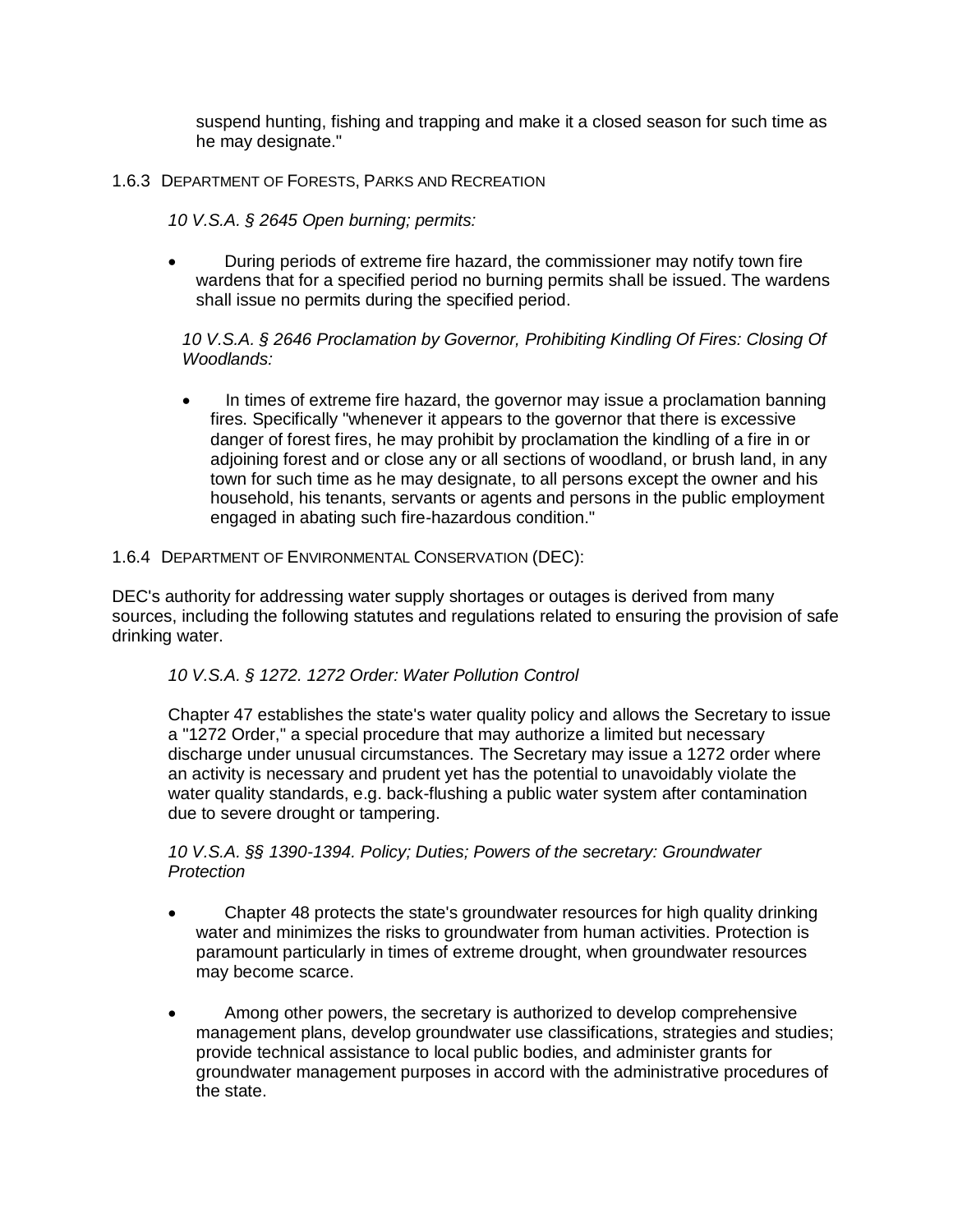suspend hunting, fishing and trapping and make it a closed season for such time as he may designate."

### 1.6.3 Department of Forests, Parks and Recreation

*10 V.S.A. § 2645 Open burning; permits:*

- During periods of extreme fire hazard, the commissioner may notify town fire wardens that for a specified period no burning permits shall be issued. The wardens shall issue no permits during the specified period.

*10 V.S.A. § 2646 Proclamation by Governor, Prohibiting Kindling Of Fires: Closing Of Woodlands:*

- In times of extreme fire hazard, the governor may issue a proclamation banning fires. Specifically "whenever it appears to the governor that there is excessive danger of forest fires, he may prohibit by proclamation the kindling of a fire in or adjoining forest and or close any or all sections of woodland, or brush land, in any town for such time as he may designate, to all persons except the owner and his household, his tenants, servants or agents and persons in the public employment engaged in abating such fire-hazardous condition."

### 1.6.4 Department of Environmental Conservation (DEC):

DEC's authority for addressing water supply shortages or outages is derived from many sources, including the following statutes and regulations related to ensuring the provision of safe drinking water.

*10 V.S.A. § 1272. 1272 Order: Water Pollution Control*

Chapter 47 establishes the state's water quality policy and allows the Secretary to issue a "1272 Order," a special procedure that may authorize a limited but necessary discharge under unusual circumstances. The Secretary may issue a 1272 order where an activity is necessary and prudent yet has the potential to unavoidably violate the water quality standards, e.g. back-flushing a public water system after contamination due to severe drought or tampering.

*10 V.S.A. §§ 1390-1394. Policy; Duties; Powers of the secretary: Groundwater Protection*

- Chapter 48 protects the state's groundwater resources for high quality drinking water and minimizes the risks to groundwater from human activities. Protection is paramount particularly in times of extreme drought, when groundwater resources may become scarce.
- Among other powers, the secretary is authorized to develop comprehensive management plans, develop groundwater use classifications, strategies and studies; provide technical assistance to local public bodies, and administer grants for groundwater management purposes in accord with the administrative procedures of the state.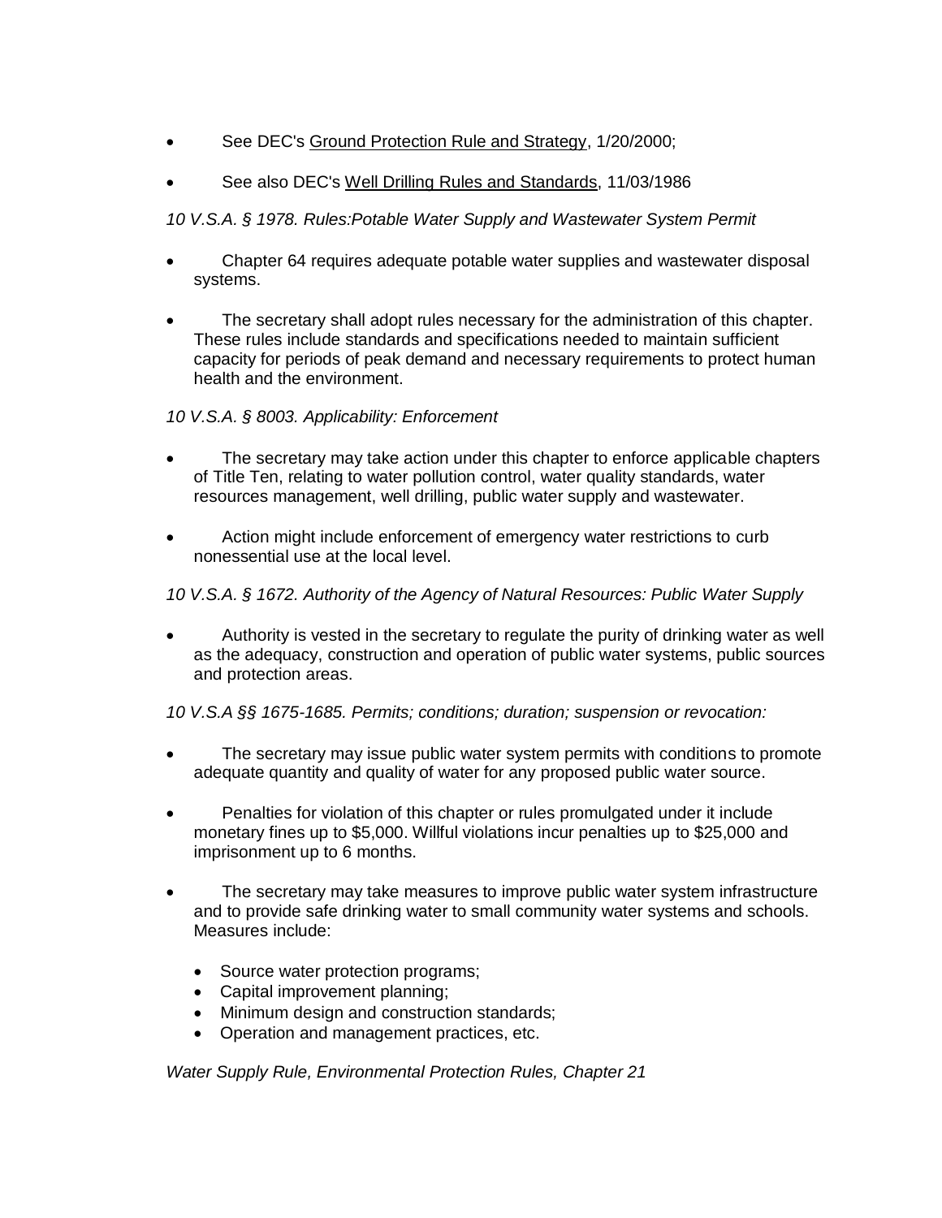- See DEC's Ground Protection Rule and Strategy, 1/20/2000;
- See also DEC's Well Drilling Rules and Standards, 11/03/1986

*10 V.S.A. § 1978. Rules:Potable Water Supply and Wastewater System Permit*

- Chapter 64 requires adequate potable water supplies and wastewater disposal systems.
- The secretary shall adopt rules necessary for the administration of this chapter. These rules include standards and specifications needed to maintain sufficient capacity for periods of peak demand and necessary requirements to protect human health and the environment.

*10 V.S.A. § 8003. Applicability: Enforcement*

- The secretary may take action under this chapter to enforce applicable chapters of Title Ten, relating to water pollution control, water quality standards, water resources management, well drilling, public water supply and wastewater.
- Action might include enforcement of emergency water restrictions to curb nonessential use at the local level.

*10 V.S.A. § 1672. Authority of the Agency of Natural Resources: Public Water Supply*

- Authority is vested in the secretary to regulate the purity of drinking water as well as the adequacy, construction and operation of public water systems, public sources and protection areas.

*10 V.S.A §§ 1675-1685. Permits; conditions; duration; suspension or revocation:*

- The secretary may issue public water system permits with conditions to promote adequate quantity and quality of water for any proposed public water source.
- Penalties for violation of this chapter or rules promulgated under it include monetary fines up to $5,000. Willful violations incur penalties up to $25,000 and imprisonment up to 6 months.
- The secretary may take measures to improve public water system infrastructure and to provide safe drinking water to small community water systems and schools. Measures include:
  - Source water protection programs;
  - Capital improvement planning;
  - Minimum design and construction standards;
  - Operation and management practices, etc.

*Water Supply Rule, Environmental Protection Rules, Chapter 21*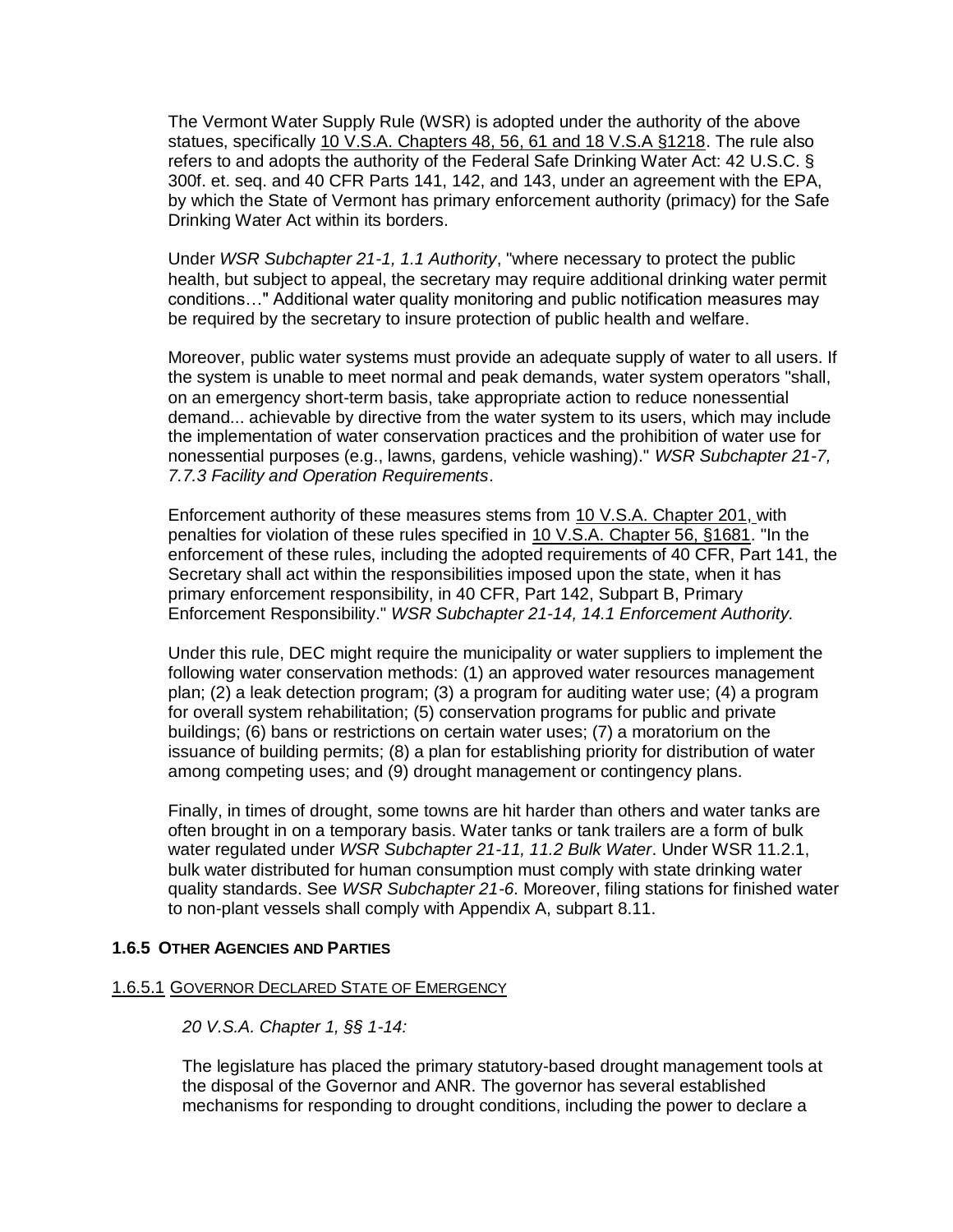The Vermont Water Supply Rule (WSR) is adopted under the authority of the above statues, specifically 10 V.S.A. Chapters 48, 56, 61 and 18 V.S.A §1218. The rule also refers to and adopts the authority of the Federal Safe Drinking Water Act: 42 U.S.C. § 300f. et. seq. and 40 CFR Parts 141, 142, and 143, under an agreement with the EPA, by which the State of Vermont has primary enforcement authority (primacy) for the Safe Drinking Water Act within its borders.

Under *WSR Subchapter 21-1, 1.1 Authority*, "where necessary to protect the public health, but subject to appeal, the secretary may require additional drinking water permit conditions…" Additional water quality monitoring and public notification measures may be required by the secretary to insure protection of public health and welfare.

Moreover, public water systems must provide an adequate supply of water to all users. If the system is unable to meet normal and peak demands, water system operators "shall, on an emergency short-term basis, take appropriate action to reduce nonessential demand... achievable by directive from the water system to its users, which may include the implementation of water conservation practices and the prohibition of water use for nonessential purposes (e.g., lawns, gardens, vehicle washing)." *WSR Subchapter 21-7, 7.7.3 Facility and Operation Requirements*.

Enforcement authority of these measures stems from 10 V.S.A. Chapter 201, with penalties for violation of these rules specified in 10 V.S.A. Chapter 56, §1681. "In the enforcement of these rules, including the adopted requirements of 40 CFR, Part 141, the Secretary shall act within the responsibilities imposed upon the state, when it has primary enforcement responsibility, in 40 CFR, Part 142, Subpart B, Primary Enforcement Responsibility." *WSR Subchapter 21-14, 14.1 Enforcement Authority.*

Under this rule, DEC might require the municipality or water suppliers to implement the following water conservation methods: (1) an approved water resources management plan; (2) a leak detection program; (3) a program for auditing water use; (4) a program for overall system rehabilitation; (5) conservation programs for public and private buildings; (6) bans or restrictions on certain water uses; (7) a moratorium on the issuance of building permits; (8) a plan for establishing priority for distribution of water among competing uses; and (9) drought management or contingency plans.

Finally, in times of drought, some towns are hit harder than others and water tanks are often brought in on a temporary basis. Water tanks or tank trailers are a form of bulk water regulated under *WSR Subchapter 21-11, 11.2 Bulk Water*. Under WSR 11.2.1, bulk water distributed for human consumption must comply with state drinking water quality standards. See *WSR Subchapter 21-6*. Moreover, filing stations for finished water to non-plant vessels shall comply with Appendix A, subpart 8.11.

#### 1.6.5 Other Agencies and Parties

##### 1.6.5.1 Governor Declared State of Emergency

*20 V.S.A. Chapter 1, §§ 1-14:*

The legislature has placed the primary statutory-based drought management tools at the disposal of the Governor and ANR. The governor has several established mechanisms for responding to drought conditions, including the power to declare a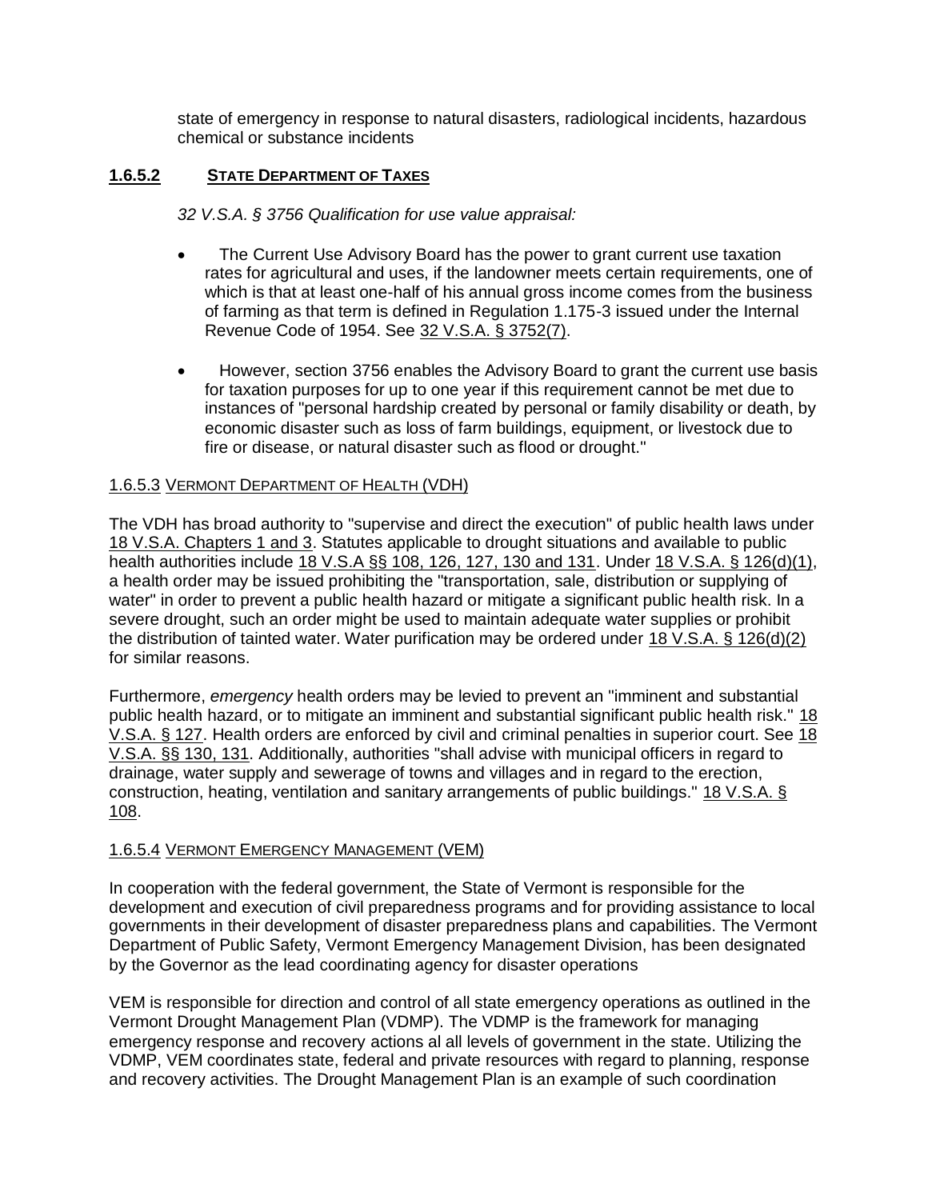state of emergency in response to natural disasters, radiological incidents, hazardous chemical or substance incidents

#### 1.6.5.2 STATE DEPARTMENT OF TAXES

*32 V.S.A. § 3756 Qualification for use value appraisal:*

- The Current Use Advisory Board has the power to grant current use taxation rates for agricultural and uses, if the landowner meets certain requirements, one of which is that at least one-half of his annual gross income comes from the business of farming as that term is defined in Regulation 1.175-3 issued under the Internal Revenue Code of 1954. See 32 V.S.A. § 3752(7).

- However, section 3756 enables the Advisory Board to grant the current use basis for taxation purposes for up to one year if this requirement cannot be met due to instances of "personal hardship created by personal or family disability or death, by economic disaster such as loss of farm buildings, equipment, or livestock due to fire or disease, or natural disaster such as flood or drought."

#### 1.6.5.3 VERMONT DEPARTMENT OF HEALTH (VDH)

The VDH has broad authority to "supervise and direct the execution" of public health laws under 18 V.S.A. Chapters 1 and 3. Statutes applicable to drought situations and available to public health authorities include 18 V.S.A §§ 108, 126, 127, 130 and 131. Under 18 V.S.A. § 126(d)(1), a health order may be issued prohibiting the "transportation, sale, distribution or supplying of water" in order to prevent a public health hazard or mitigate a significant public health risk. In a severe drought, such an order might be used to maintain adequate water supplies or prohibit the distribution of tainted water. Water purification may be ordered under 18 V.S.A. § 126(d)(2) for similar reasons.

Furthermore, *emergency* health orders may be levied to prevent an "imminent and substantial public health hazard, or to mitigate an imminent and substantial significant public health risk." 18 V.S.A. § 127. Health orders are enforced by civil and criminal penalties in superior court. See 18 V.S.A. §§ 130, 131. Additionally, authorities "shall advise with municipal officers in regard to drainage, water supply and sewerage of towns and villages and in regard to the erection, construction, heating, ventilation and sanitary arrangements of public buildings." 18 V.S.A. § 108.

#### 1.6.5.4 VERMONT EMERGENCY MANAGEMENT (VEM)

In cooperation with the federal government, the State of Vermont is responsible for the development and execution of civil preparedness programs and for providing assistance to local governments in their development of disaster preparedness plans and capabilities. The Vermont Department of Public Safety, Vermont Emergency Management Division, has been designated by the Governor as the lead coordinating agency for disaster operations

VEM is responsible for direction and control of all state emergency operations as outlined in the Vermont Drought Management Plan (VDMP). The VDMP is the framework for managing emergency response and recovery actions al all levels of government in the state. Utilizing the VDMP, VEM coordinates state, federal and private resources with regard to planning, response and recovery activities. The Drought Management Plan is an example of such coordination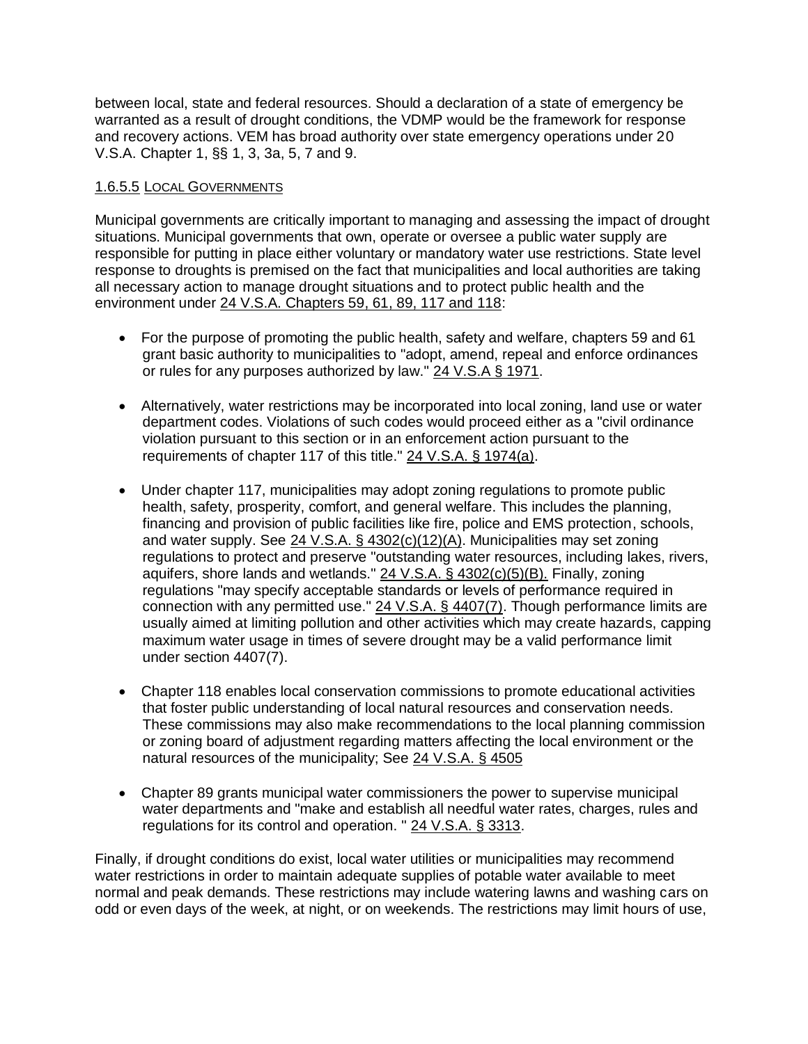between local, state and federal resources. Should a declaration of a state of emergency be warranted as a result of drought conditions, the VDMP would be the framework for response and recovery actions. VEM has broad authority over state emergency operations under 20 V.S.A. Chapter 1, §§ 1, 3, 3a, 5, 7 and 9.

#### 1.6.5.5 Local Governments

Municipal governments are critically important to managing and assessing the impact of drought situations. Municipal governments that own, operate or oversee a public water supply are responsible for putting in place either voluntary or mandatory water use restrictions. State level response to droughts is premised on the fact that municipalities and local authorities are taking all necessary action to manage drought situations and to protect public health and the environment under 24 V.S.A. Chapters 59, 61, 89, 117 and 118:

- For the purpose of promoting the public health, safety and welfare, chapters 59 and 61 grant basic authority to municipalities to "adopt, amend, repeal and enforce ordinances or rules for any purposes authorized by law." 24 V.S.A § 1971.

- Alternatively, water restrictions may be incorporated into local zoning, land use or water department codes. Violations of such codes would proceed either as a "civil ordinance violation pursuant to this section or in an enforcement action pursuant to the requirements of chapter 117 of this title." 24 V.S.A. § 1974(a).

- Under chapter 117, municipalities may adopt zoning regulations to promote public health, safety, prosperity, comfort, and general welfare. This includes the planning, financing and provision of public facilities like fire, police and EMS protection, schools, and water supply. See 24 V.S.A. § 4302(c)(12)(A). Municipalities may set zoning regulations to protect and preserve "outstanding water resources, including lakes, rivers, aquifers, shore lands and wetlands." 24 V.S.A. § 4302(c)(5)(B). Finally, zoning regulations "may specify acceptable standards or levels of performance required in connection with any permitted use." 24 V.S.A. § 4407(7). Though performance limits are usually aimed at limiting pollution and other activities which may create hazards, capping maximum water usage in times of severe drought may be a valid performance limit under section 4407(7).

- Chapter 118 enables local conservation commissions to promote educational activities that foster public understanding of local natural resources and conservation needs. These commissions may also make recommendations to the local planning commission or zoning board of adjustment regarding matters affecting the local environment or the natural resources of the municipality; See 24 V.S.A. § 4505

- Chapter 89 grants municipal water commissioners the power to supervise municipal water departments and "make and establish all needful water rates, charges, rules and regulations for its control and operation. " 24 V.S.A. § 3313.

Finally, if drought conditions do exist, local water utilities or municipalities may recommend water restrictions in order to maintain adequate supplies of potable water available to meet normal and peak demands. These restrictions may include watering lawns and washing cars on odd or even days of the week, at night, or on weekends. The restrictions may limit hours of use,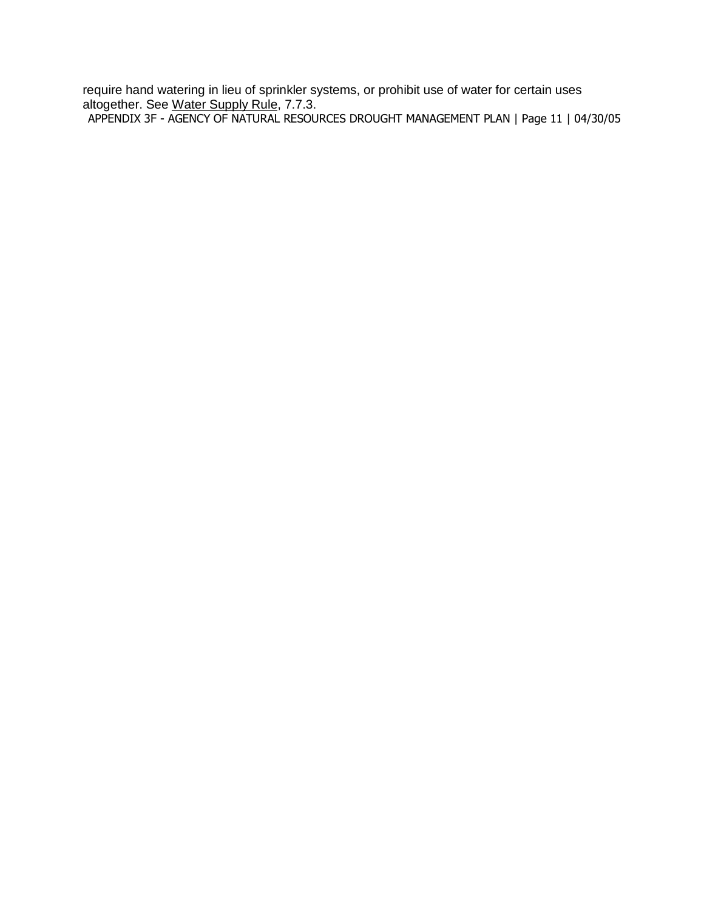require hand watering in lieu of sprinkler systems, or prohibit use of water for certain uses altogether. See Water Supply Rule, 7.7.3.